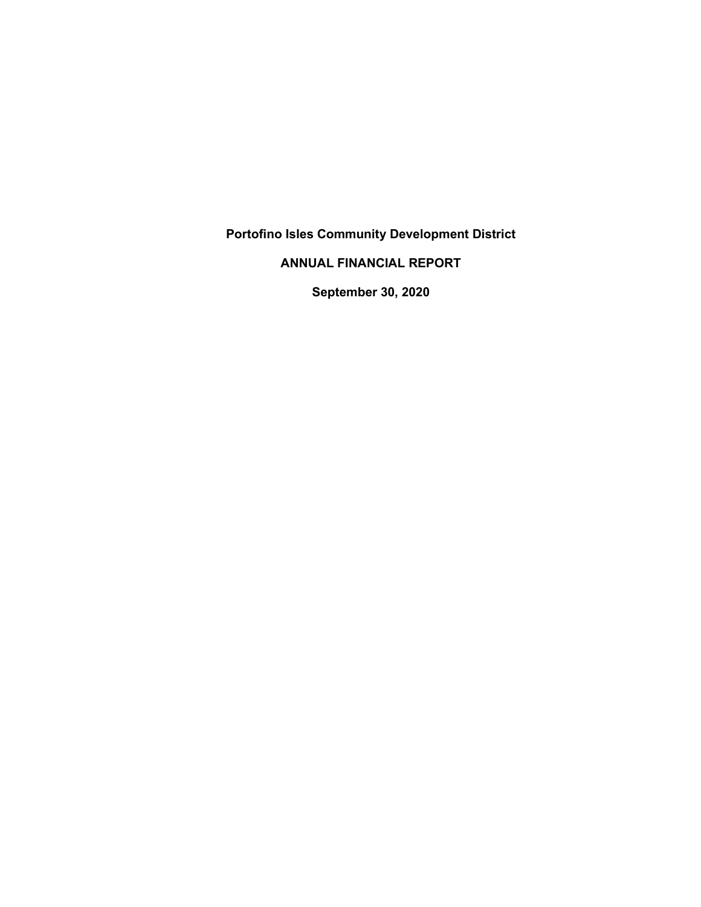# Portofino Isles Community Development District

## ANNUAL FINANCIAL REPORT

## September 30, 2020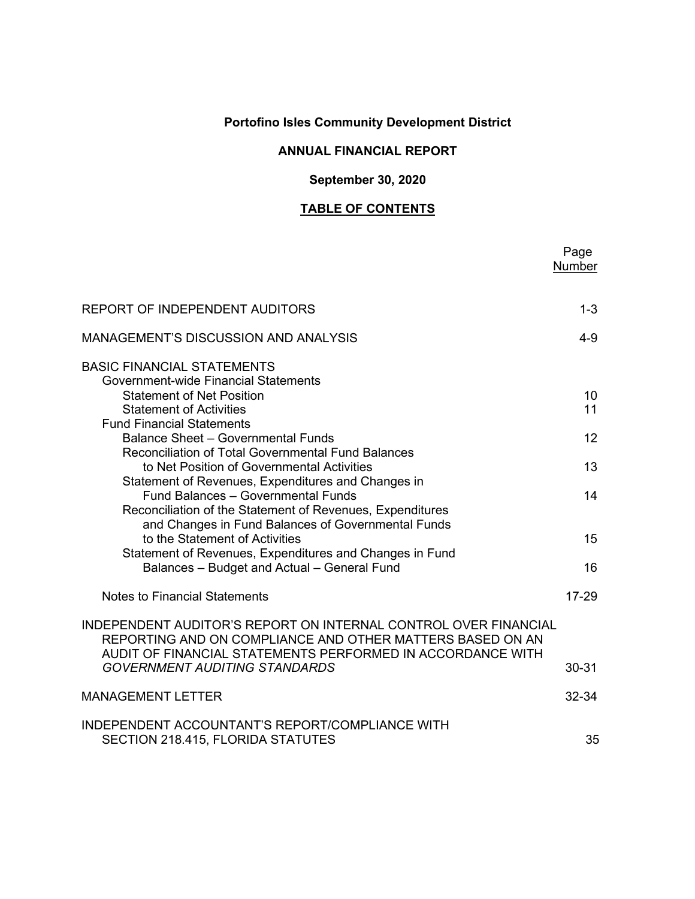# Portofino Isles Community Development District

## ANNUAL FINANCIAL REPORT

### September 30, 2020

### TABLE OF CONTENTS

| | Page Number |
|---|---|
| REPORT OF INDEPENDENT AUDITORS | 1-3 |
| MANAGEMENT'S DISCUSSION AND ANALYSIS | 4-9 |
| BASIC FINANCIAL STATEMENTS | |
| Government-wide Financial Statements | |
| Statement of Net Position | 10 |
| Statement of Activities | 11 |
| Fund Financial Statements | |
| Balance Sheet – Governmental Funds | 12 |
| Reconciliation of Total Governmental Fund Balances to Net Position of Governmental Activities | 13 |
| Statement of Revenues, Expenditures and Changes in Fund Balances – Governmental Funds | 14 |
| Reconciliation of the Statement of Revenues, Expenditures and Changes in Fund Balances of Governmental Funds to the Statement of Activities | 15 |
| Statement of Revenues, Expenditures and Changes in Fund Balances – Budget and Actual – General Fund | 16 |
| Notes to Financial Statements | 17-29 |
| INDEPENDENT AUDITOR'S REPORT ON INTERNAL CONTROL OVER FINANCIAL REPORTING AND ON COMPLIANCE AND OTHER MATTERS BASED ON AN AUDIT OF FINANCIAL STATEMENTS PERFORMED IN ACCORDANCE WITH *GOVERNMENT AUDITING STANDARDS* | 30-31 |
| MANAGEMENT LETTER | 32-34 |
| INDEPENDENT ACCOUNTANT'S REPORT/COMPLIANCE WITH SECTION 218.415, FLORIDA STATUTES | 35 |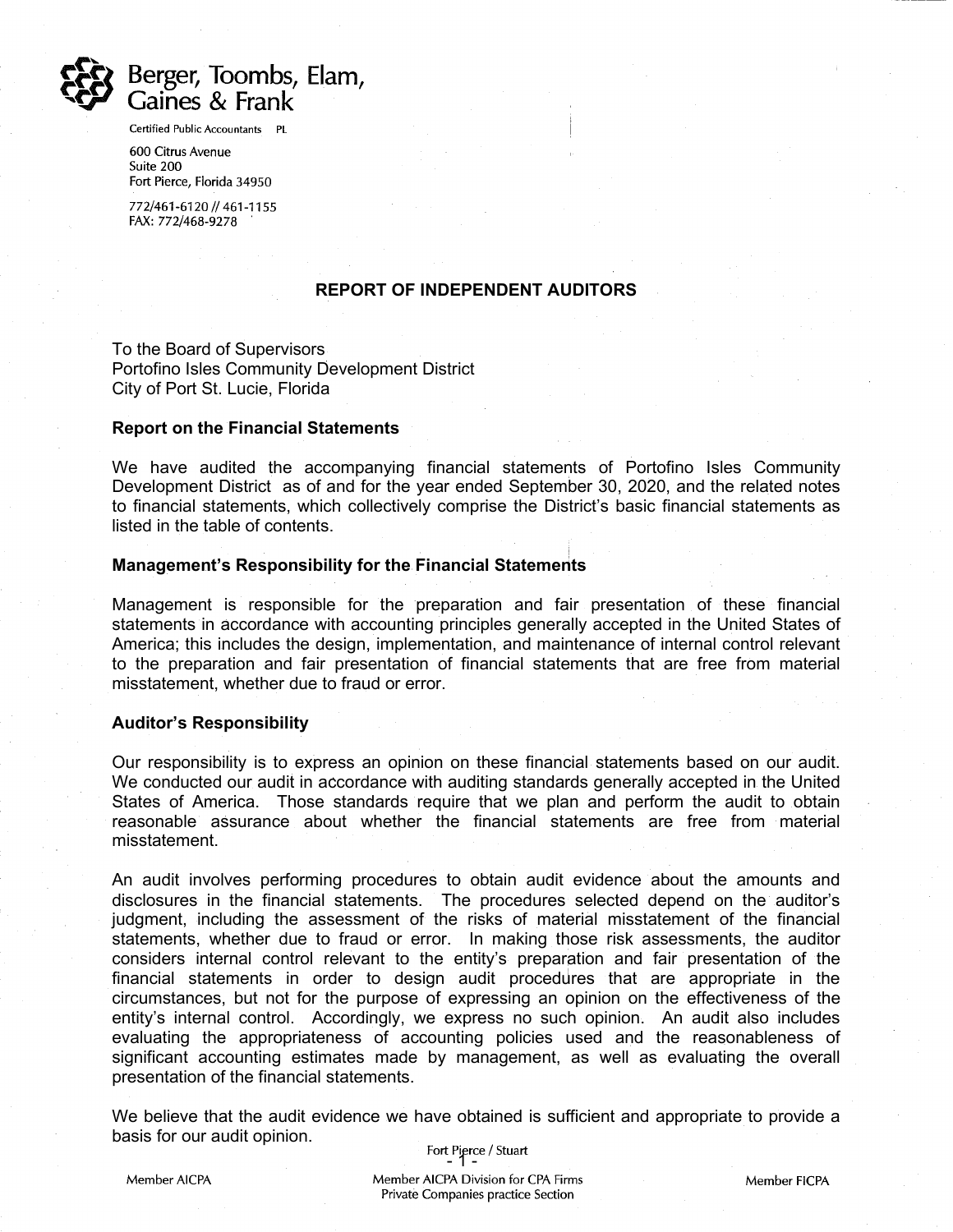Berger, Toombs, Elam, Gaines & Frank

Certified Public Accountants PL

600 Citrus Avenue
Suite 200
Fort Pierce, Florida 34950

772/461-6120 // 461-1155
FAX: 772/468-9278

## REPORT OF INDEPENDENT AUDITORS

To the Board of Supervisors
Portofino Isles Community Development District
City of Port St. Lucie, Florida

### Report on the Financial Statements

We have audited the accompanying financial statements of Portofino Isles Community Development District as of and for the year ended September 30, 2020, and the related notes to financial statements, which collectively comprise the District's basic financial statements as listed in the table of contents.

### Management's Responsibility for the Financial Statements

Management is responsible for the preparation and fair presentation of these financial statements in accordance with accounting principles generally accepted in the United States of America; this includes the design, implementation, and maintenance of internal control relevant to the preparation and fair presentation of financial statements that are free from material misstatement, whether due to fraud or error.

### Auditor's Responsibility

Our responsibility is to express an opinion on these financial statements based on our audit. We conducted our audit in accordance with auditing standards generally accepted in the United States of America. Those standards require that we plan and perform the audit to obtain reasonable assurance about whether the financial statements are free from material misstatement.

An audit involves performing procedures to obtain audit evidence about the amounts and disclosures in the financial statements. The procedures selected depend on the auditor's judgment, including the assessment of the risks of material misstatement of the financial statements, whether due to fraud or error. In making those risk assessments, the auditor considers internal control relevant to the entity's preparation and fair presentation of the financial statements in order to design audit procedures that are appropriate in the circumstances, but not for the purpose of expressing an opinion on the effectiveness of the entity's internal control. Accordingly, we express no such opinion. An audit also includes evaluating the appropriateness of accounting policies used and the reasonableness of significant accounting estimates made by management, as well as evaluating the overall presentation of the financial statements.

We believe that the audit evidence we have obtained is sufficient and appropriate to provide a basis for our audit opinion.

Fort Pierce / Stuart

Member AICPA | Member AICPA Division for CPA Firms Private Companies practice Section | Member FICPA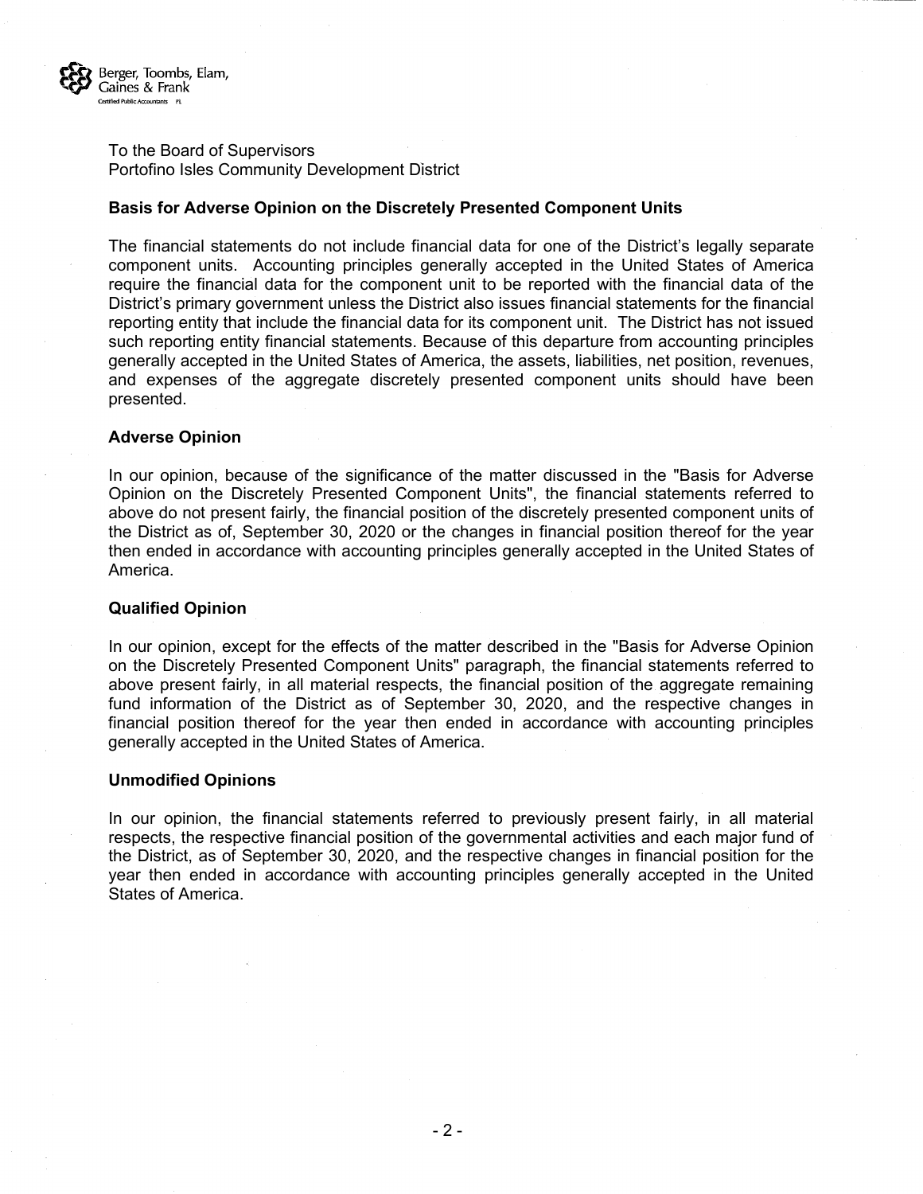Berger, Toombs, Elam, Gaines & Frank
Certified Public Accountants PL

To the Board of Supervisors
Portofino Isles Community Development District

**Basis for Adverse Opinion on the Discretely Presented Component Units**

The financial statements do not include financial data for one of the District's legally separate component units. Accounting principles generally accepted in the United States of America require the financial data for the component unit to be reported with the financial data of the District's primary government unless the District also issues financial statements for the financial reporting entity that include the financial data for its component unit. The District has not issued such reporting entity financial statements. Because of this departure from accounting principles generally accepted in the United States of America, the assets, liabilities, net position, revenues, and expenses of the aggregate discretely presented component units should have been presented.

**Adverse Opinion**

In our opinion, because of the significance of the matter discussed in the "Basis for Adverse Opinion on the Discretely Presented Component Units", the financial statements referred to above do not present fairly, the financial position of the discretely presented component units of the District as of, September 30, 2020 or the changes in financial position thereof for the year then ended in accordance with accounting principles generally accepted in the United States of America.

**Qualified Opinion**

In our opinion, except for the effects of the matter described in the "Basis for Adverse Opinion on the Discretely Presented Component Units" paragraph, the financial statements referred to above present fairly, in all material respects, the financial position of the aggregate remaining fund information of the District as of September 30, 2020, and the respective changes in financial position thereof for the year then ended in accordance with accounting principles generally accepted in the United States of America.

**Unmodified Opinions**

In our opinion, the financial statements referred to previously present fairly, in all material respects, the respective financial position of the governmental activities and each major fund of the District, as of September 30, 2020, and the respective changes in financial position for the year then ended in accordance with accounting principles generally accepted in the United States of America.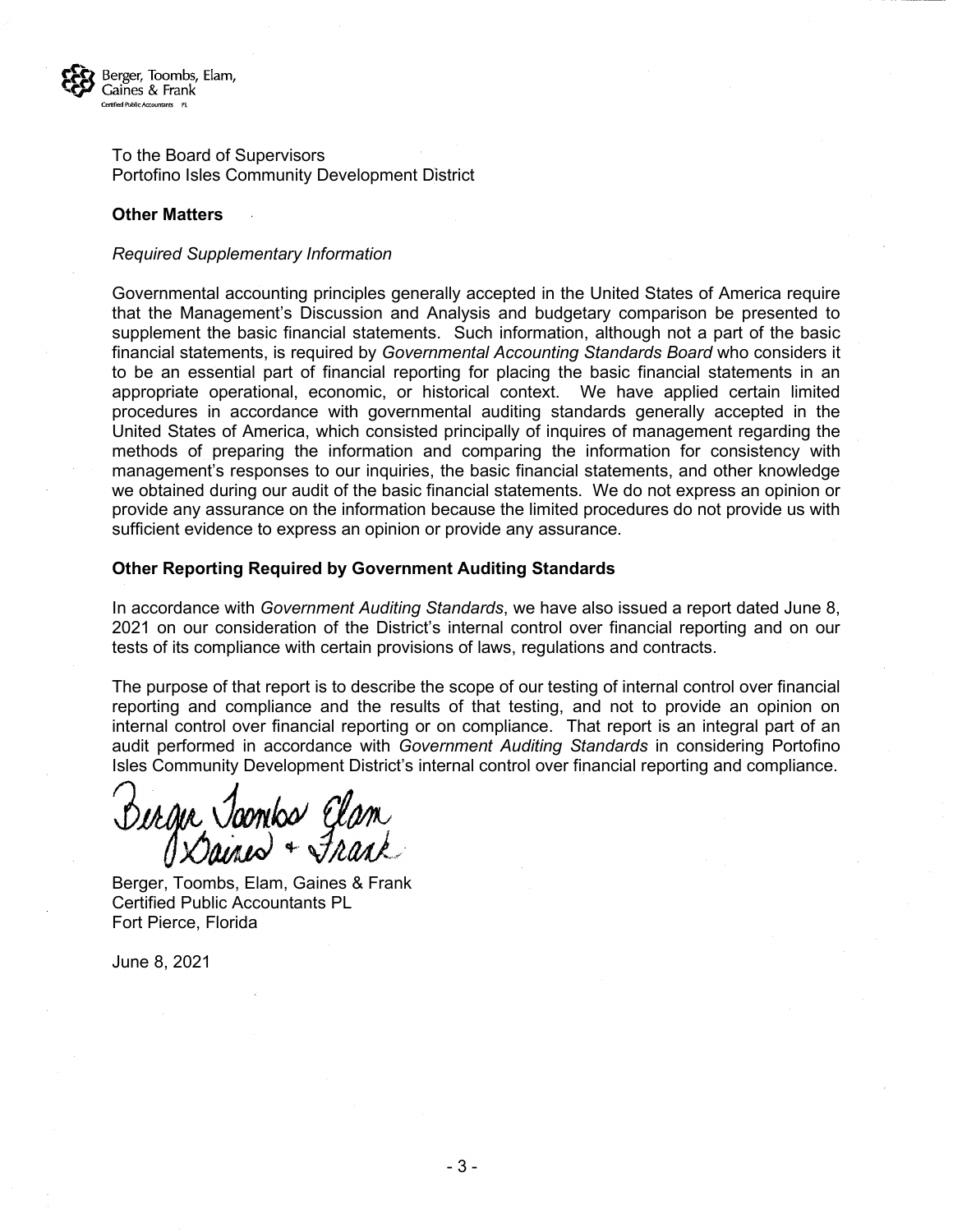Berger, Toombs, Elam, Gaines & Frank
Certified Public Accountants PL

To the Board of Supervisors
Portofino Isles Community Development District

**Other Matters**

*Required Supplementary Information*

Governmental accounting principles generally accepted in the United States of America require that the Management's Discussion and Analysis and budgetary comparison be presented to supplement the basic financial statements. Such information, although not a part of the basic financial statements, is required by *Governmental Accounting Standards Board* who considers it to be an essential part of financial reporting for placing the basic financial statements in an appropriate operational, economic, or historical context. We have applied certain limited procedures in accordance with governmental auditing standards generally accepted in the United States of America, which consisted principally of inquires of management regarding the methods of preparing the information and comparing the information for consistency with management's responses to our inquiries, the basic financial statements, and other knowledge we obtained during our audit of the basic financial statements. We do not express an opinion or provide any assurance on the information because the limited procedures do not provide us with sufficient evidence to express an opinion or provide any assurance.

**Other Reporting Required by Government Auditing Standards**

In accordance with *Government Auditing Standards*, we have also issued a report dated June 8, 2021 on our consideration of the District's internal control over financial reporting and on our tests of its compliance with certain provisions of laws, regulations and contracts.

The purpose of that report is to describe the scope of our testing of internal control over financial reporting and compliance and the results of that testing, and not to provide an opinion on internal control over financial reporting or on compliance. That report is an integral part of an audit performed in accordance with *Government Auditing Standards* in considering Portofino Isles Community Development District's internal control over financial reporting and compliance.

Berger Toombs Elam Gaines + Frank

Berger, Toombs, Elam, Gaines & Frank
Certified Public Accountants PL
Fort Pierce, Florida

June 8, 2021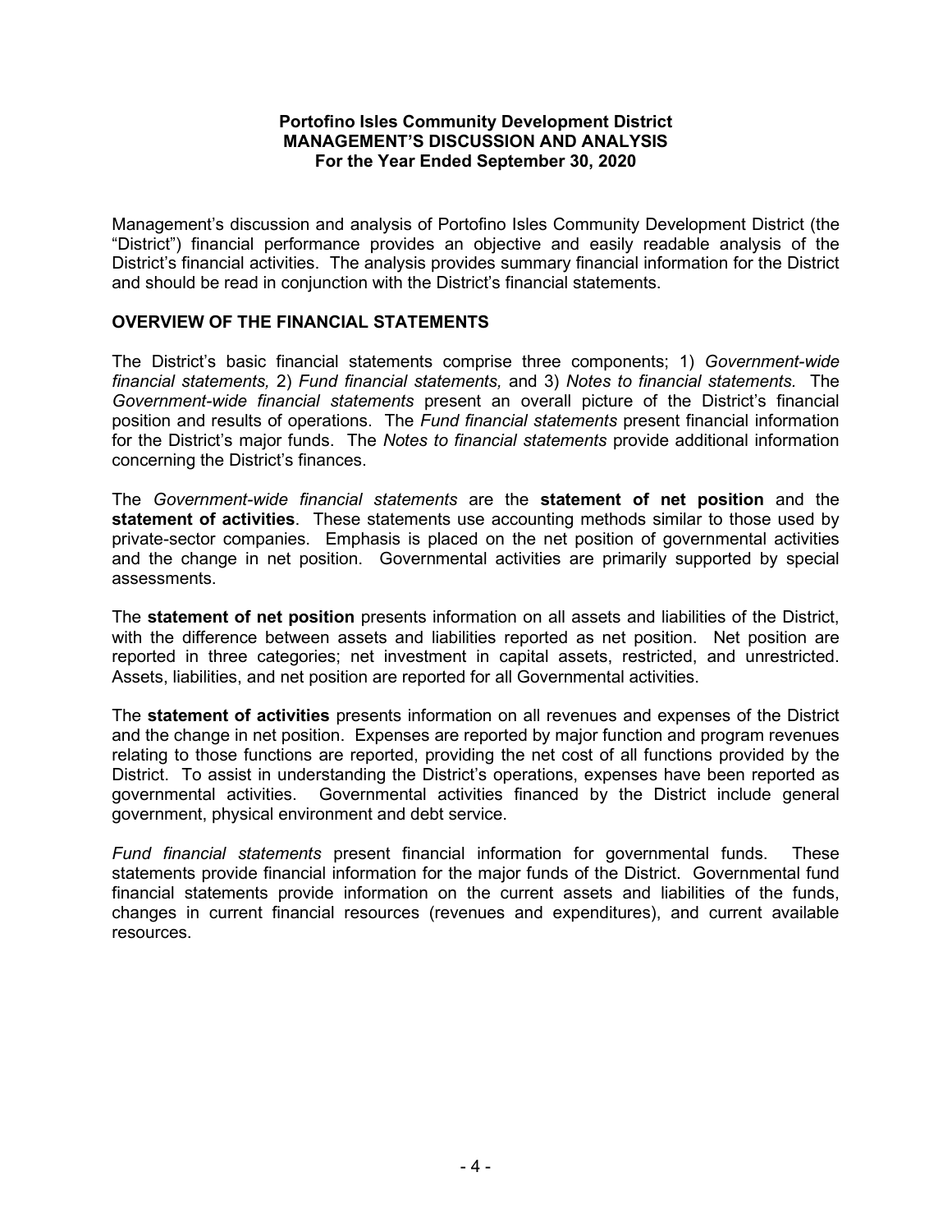**Portofino Isles Community Development District**
**MANAGEMENT'S DISCUSSION AND ANALYSIS**
**For the Year Ended September 30, 2020**

Management's discussion and analysis of Portofino Isles Community Development District (the "District") financial performance provides an objective and easily readable analysis of the District's financial activities. The analysis provides summary financial information for the District and should be read in conjunction with the District's financial statements.

## OVERVIEW OF THE FINANCIAL STATEMENTS

The District's basic financial statements comprise three components; 1) *Government-wide financial statements,* 2) *Fund financial statements,* and 3) *Notes to financial statements.* The *Government-wide financial statements* present an overall picture of the District's financial position and results of operations. The *Fund financial statements* present financial information for the District's major funds. The *Notes to financial statements* provide additional information concerning the District's finances.

The *Government-wide financial statements* are the **statement of net position** and the **statement of activities**. These statements use accounting methods similar to those used by private-sector companies. Emphasis is placed on the net position of governmental activities and the change in net position. Governmental activities are primarily supported by special assessments.

The **statement of net position** presents information on all assets and liabilities of the District, with the difference between assets and liabilities reported as net position. Net position are reported in three categories; net investment in capital assets, restricted, and unrestricted. Assets, liabilities, and net position are reported for all Governmental activities.

The **statement of activities** presents information on all revenues and expenses of the District and the change in net position. Expenses are reported by major function and program revenues relating to those functions are reported, providing the net cost of all functions provided by the District. To assist in understanding the District's operations, expenses have been reported as governmental activities. Governmental activities financed by the District include general government, physical environment and debt service.

*Fund financial statements* present financial information for governmental funds. These statements provide financial information for the major funds of the District. Governmental fund financial statements provide information on the current assets and liabilities of the funds, changes in current financial resources (revenues and expenditures), and current available resources.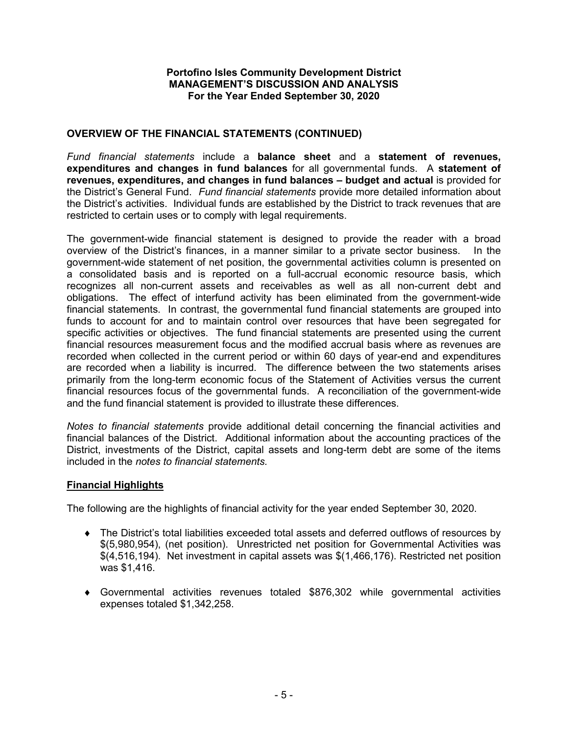**Portofino Isles Community Development District**
**MANAGEMENT'S DISCUSSION AND ANALYSIS**
**For the Year Ended September 30, 2020**

## OVERVIEW OF THE FINANCIAL STATEMENTS (CONTINUED)

*Fund financial statements* include a **balance sheet** and a **statement of revenues, expenditures and changes in fund balances** for all governmental funds. A **statement of revenues, expenditures, and changes in fund balances – budget and actual** is provided for the District's General Fund. *Fund financial statements* provide more detailed information about the District's activities. Individual funds are established by the District to track revenues that are restricted to certain uses or to comply with legal requirements.

The government-wide financial statement is designed to provide the reader with a broad overview of the District's finances, in a manner similar to a private sector business. In the government-wide statement of net position, the governmental activities column is presented on a consolidated basis and is reported on a full-accrual economic resource basis, which recognizes all non-current assets and receivables as well as all non-current debt and obligations. The effect of interfund activity has been eliminated from the government-wide financial statements. In contrast, the governmental fund financial statements are grouped into funds to account for and to maintain control over resources that have been segregated for specific activities or objectives. The fund financial statements are presented using the current financial resources measurement focus and the modified accrual basis where as revenues are recorded when collected in the current period or within 60 days of year-end and expenditures are recorded when a liability is incurred. The difference between the two statements arises primarily from the long-term economic focus of the Statement of Activities versus the current financial resources focus of the governmental funds. A reconciliation of the government-wide and the fund financial statement is provided to illustrate these differences.

*Notes to financial statements* provide additional detail concerning the financial activities and financial balances of the District. Additional information about the accounting practices of the District, investments of the District, capital assets and long-term debt are some of the items included in the *notes to financial statements.*

### Financial Highlights

The following are the highlights of financial activity for the year ended September 30, 2020.

- The District's total liabilities exceeded total assets and deferred outflows of resources by $(5,980,954), (net position). Unrestricted net position for Governmental Activities was $(4,516,194). Net investment in capital assets was $(1,466,176). Restricted net position was $1,416.

- Governmental activities revenues totaled $876,302 while governmental activities expenses totaled $1,342,258.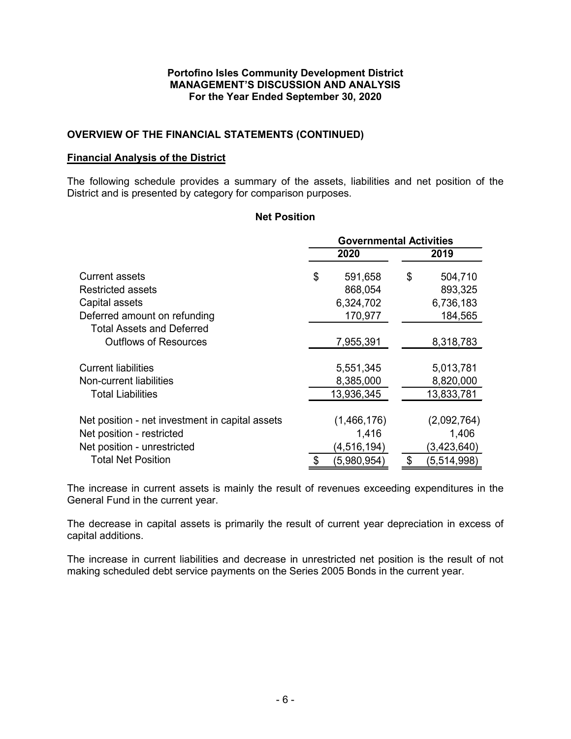**Portofino Isles Community Development District**
**MANAGEMENT'S DISCUSSION AND ANALYSIS**
**For the Year Ended September 30, 2020**

## OVERVIEW OF THE FINANCIAL STATEMENTS (CONTINUED)

### Financial Analysis of the District

The following schedule provides a summary of the assets, liabilities and net position of the District and is presented by category for comparison purposes.

**Net Position**

| | Governmental Activities | |
|---|---|---|
| | 2020 | 2019 |
| Current assets | $ 591,658 | $ 504,710 |
| Restricted assets | 868,054 | 893,325 |
| Capital assets | 6,324,702 | 6,736,183 |
| Deferred amount on refunding | 170,977 | 184,565 |
| Total Assets and Deferred Outflows of Resources | 7,955,391 | 8,318,783 |
| Current liabilities | 5,551,345 | 5,013,781 |
| Non-current liabilities | 8,385,000 | 8,820,000 |
| Total Liabilities | 13,936,345 | 13,833,781 |
| Net position - net investment in capital assets | (1,466,176) | (2,092,764) |
| Net position - restricted | 1,416 | 1,406 |
| Net position - unrestricted | (4,516,194) | (3,423,640) |
| Total Net Position | $ (5,980,954) | $ (5,514,998) |

The increase in current assets is mainly the result of revenues exceeding expenditures in the General Fund in the current year.

The decrease in capital assets is primarily the result of current year depreciation in excess of capital additions.

The increase in current liabilities and decrease in unrestricted net position is the result of not making scheduled debt service payments on the Series 2005 Bonds in the current year.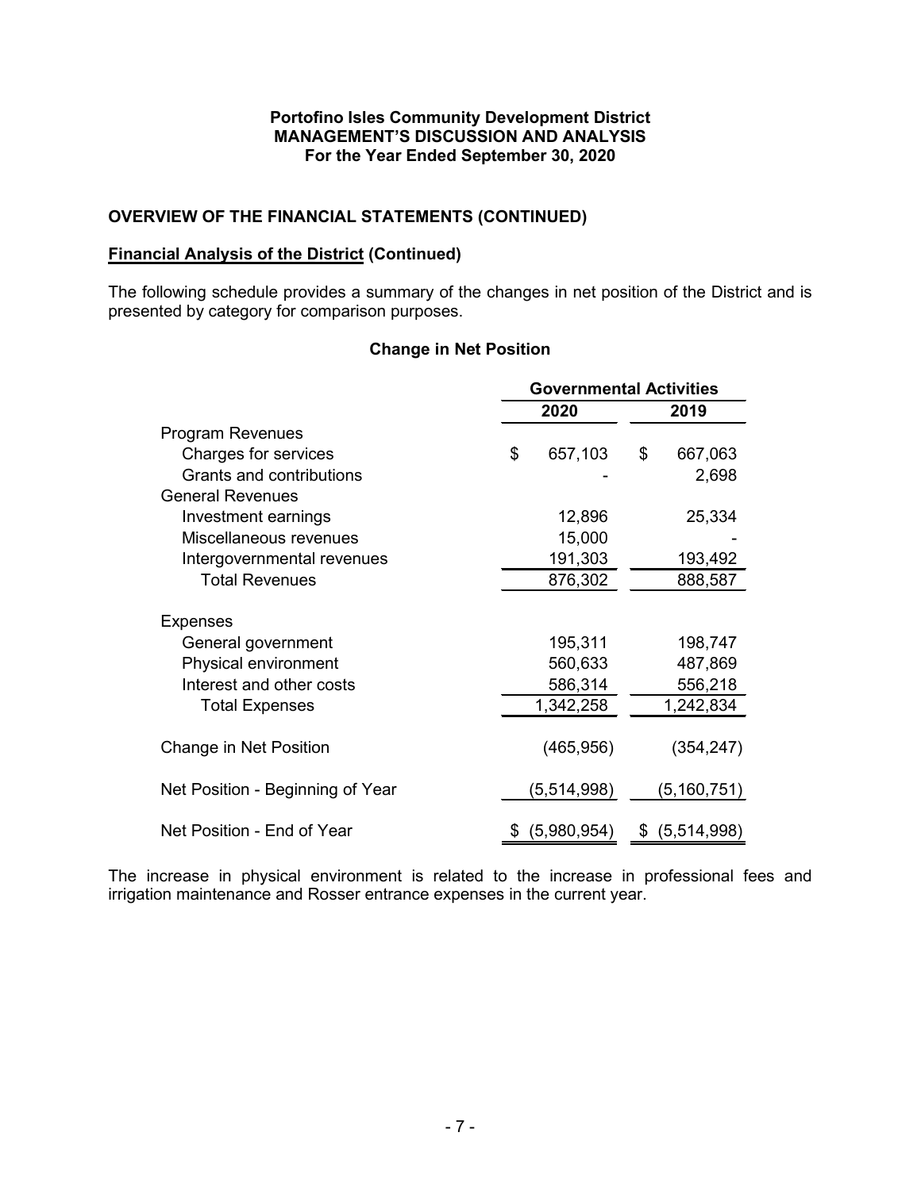**Portofino Isles Community Development District**
**MANAGEMENT'S DISCUSSION AND ANALYSIS**
**For the Year Ended September 30, 2020**

## OVERVIEW OF THE FINANCIAL STATEMENTS (CONTINUED)

### Financial Analysis of the District (Continued)

The following schedule provides a summary of the changes in net position of the District and is presented by category for comparison purposes.

**Change in Net Position**

| | Governmental Activities | |
|---|---|---|
| | **2020** | **2019** |
| Program Revenues | | |
| Charges for services | $ 657,103 | $ 667,063 |
| Grants and contributions | - | 2,698 |
| General Revenues | | |
| Investment earnings | 12,896 | 25,334 |
| Miscellaneous revenues | 15,000 | - |
| Intergovernmental revenues | 191,303 | 193,492 |
| Total Revenues | 876,302 | 888,587 |
| Expenses | | |
| General government | 195,311 | 198,747 |
| Physical environment | 560,633 | 487,869 |
| Interest and other costs | 586,314 | 556,218 |
| Total Expenses | 1,342,258 | 1,242,834 |
| Change in Net Position | (465,956) | (354,247) |
| Net Position - Beginning of Year | (5,514,998) | (5,160,751) |
| Net Position - End of Year | $ (5,980,954) | $ (5,514,998) |

The increase in physical environment is related to the increase in professional fees and irrigation maintenance and Rosser entrance expenses in the current year.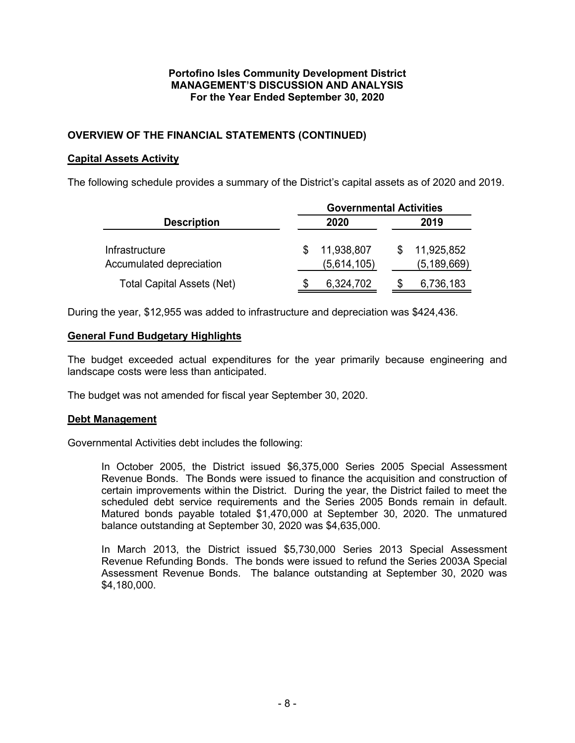**Portofino Isles Community Development District**
**MANAGEMENT'S DISCUSSION AND ANALYSIS**
**For the Year Ended September 30, 2020**

## OVERVIEW OF THE FINANCIAL STATEMENTS (CONTINUED)

### Capital Assets Activity

The following schedule provides a summary of the District's capital assets as of 2020 and 2019.

| | Governmental Activities | |
|---|---|---|
| **Description** | **2020** | **2019** |
| Infrastructure | $ 11,938,807 | $ 11,925,852 |
| Accumulated depreciation | (5,614,105) | (5,189,669) |
| Total Capital Assets (Net) | $ 6,324,702 | $ 6,736,183 |

During the year, $12,955 was added to infrastructure and depreciation was $424,436.

### General Fund Budgetary Highlights

The budget exceeded actual expenditures for the year primarily because engineering and landscape costs were less than anticipated.

The budget was not amended for fiscal year September 30, 2020.

### Debt Management

Governmental Activities debt includes the following:

> In October 2005, the District issued $6,375,000 Series 2005 Special Assessment Revenue Bonds. The Bonds were issued to finance the acquisition and construction of certain improvements within the District. During the year, the District failed to meet the scheduled debt service requirements and the Series 2005 Bonds remain in default. Matured bonds payable totaled $1,470,000 at September 30, 2020. The unmatured balance outstanding at September 30, 2020 was $4,635,000.
>
> In March 2013, the District issued $5,730,000 Series 2013 Special Assessment Revenue Refunding Bonds. The bonds were issued to refund the Series 2003A Special Assessment Revenue Bonds. The balance outstanding at September 30, 2020 was $4,180,000.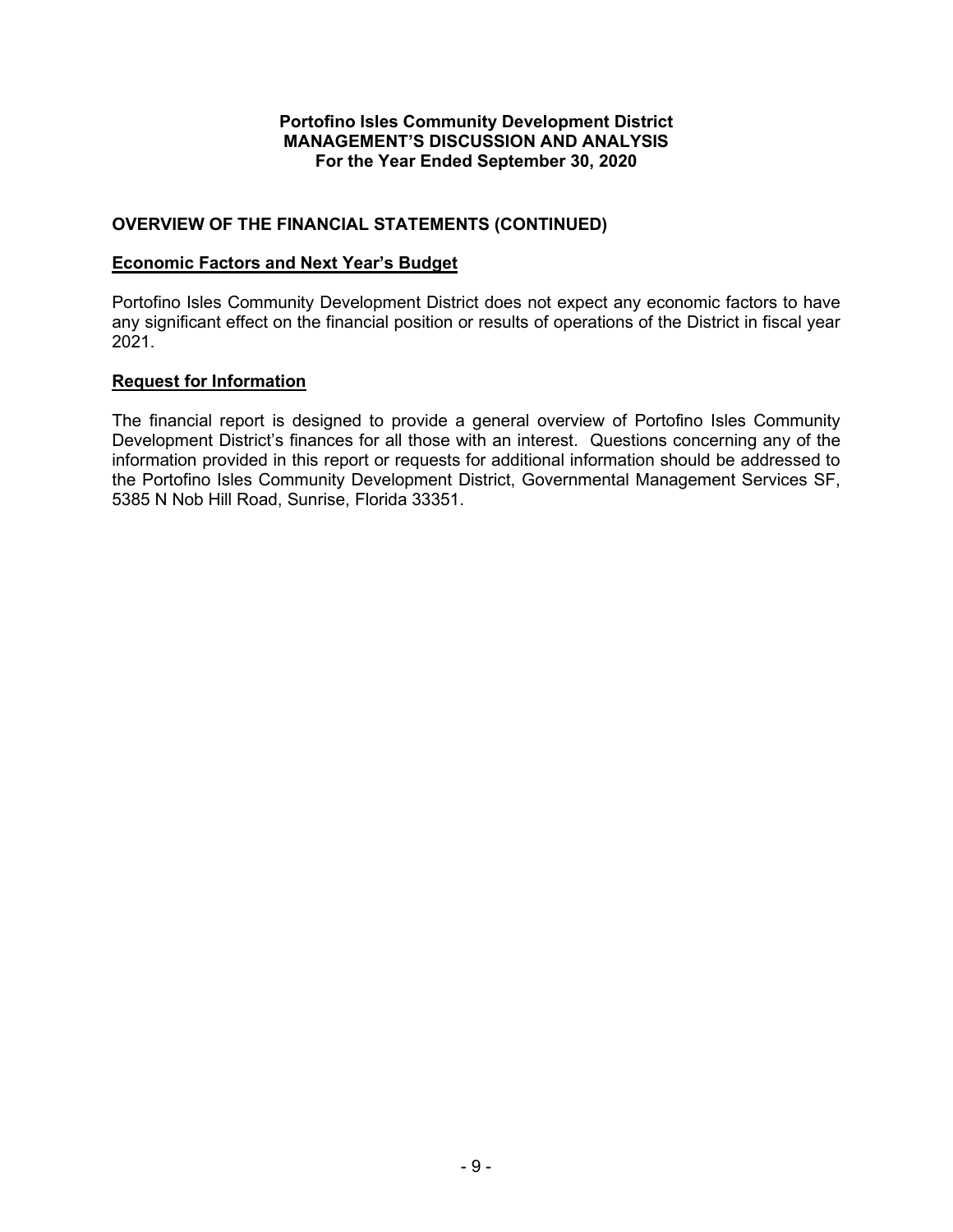**Portofino Isles Community Development District**
**MANAGEMENT'S DISCUSSION AND ANALYSIS**
**For the Year Ended September 30, 2020**

## OVERVIEW OF THE FINANCIAL STATEMENTS (CONTINUED)

### Economic Factors and Next Year's Budget

Portofino Isles Community Development District does not expect any economic factors to have any significant effect on the financial position or results of operations of the District in fiscal year 2021.

### Request for Information

The financial report is designed to provide a general overview of Portofino Isles Community Development District's finances for all those with an interest. Questions concerning any of the information provided in this report or requests for additional information should be addressed to the Portofino Isles Community Development District, Governmental Management Services SF, 5385 N Nob Hill Road, Sunrise, Florida 33351.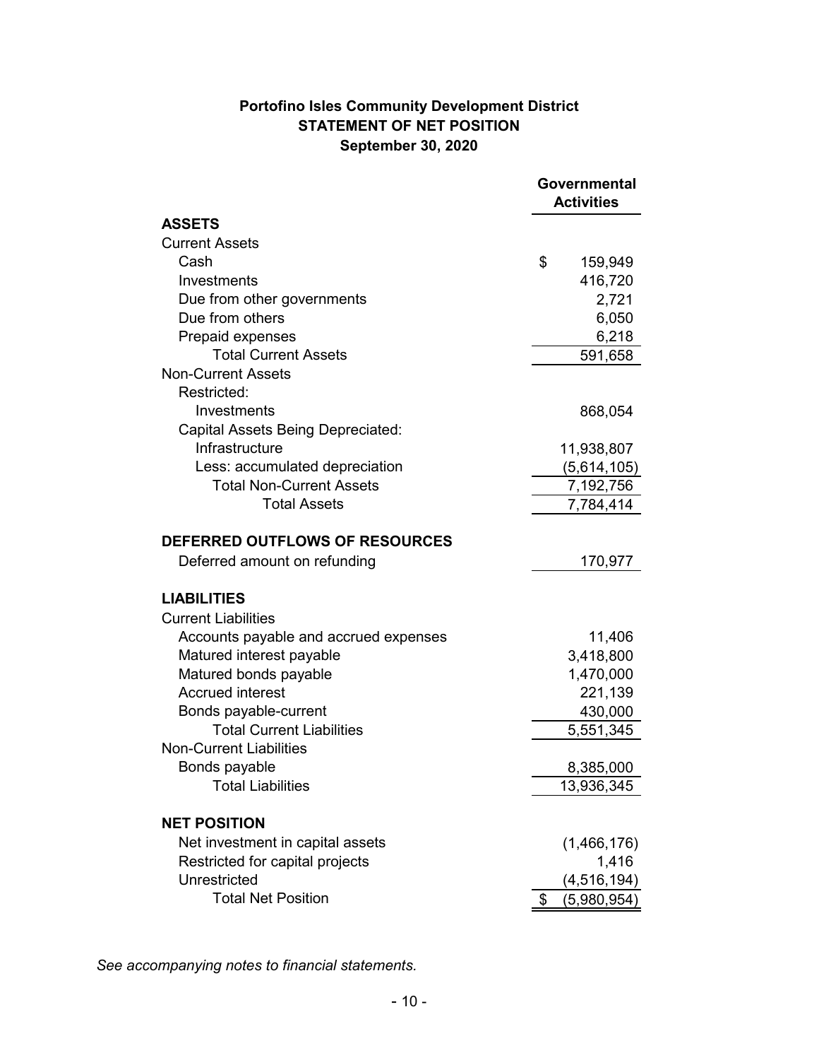# Portofino Isles Community Development District
## STATEMENT OF NET POSITION
### September 30, 2020

| | Governmental Activities |
|---|---|
| **ASSETS** | |
| Current Assets | |
| Cash | $ 159,949 |
| Investments | 416,720 |
| Due from other governments | 2,721 |
| Due from others | 6,050 |
| Prepaid expenses | 6,218 |
| Total Current Assets | 591,658 |
| Non-Current Assets | |
| Restricted: | |
| Investments | 868,054 |
| Capital Assets Being Depreciated: | |
| Infrastructure | 11,938,807 |
| Less: accumulated depreciation | (5,614,105) |
| Total Non-Current Assets | 7,192,756 |
| Total Assets | 7,784,414 |
| **DEFERRED OUTFLOWS OF RESOURCES** | |
| Deferred amount on refunding | 170,977 |
| **LIABILITIES** | |
| Current Liabilities | |
| Accounts payable and accrued expenses | 11,406 |
| Matured interest payable | 3,418,800 |
| Matured bonds payable | 1,470,000 |
| Accrued interest | 221,139 |
| Bonds payable-current | 430,000 |
| Total Current Liabilities | 5,551,345 |
| Non-Current Liabilities | |
| Bonds payable | 8,385,000 |
| Total Liabilities | 13,936,345 |
| **NET POSITION** | |
| Net investment in capital assets | (1,466,176) |
| Restricted for capital projects | 1,416 |
| Unrestricted | (4,516,194) |
| Total Net Position | $ (5,980,954) |

*See accompanying notes to financial statements.*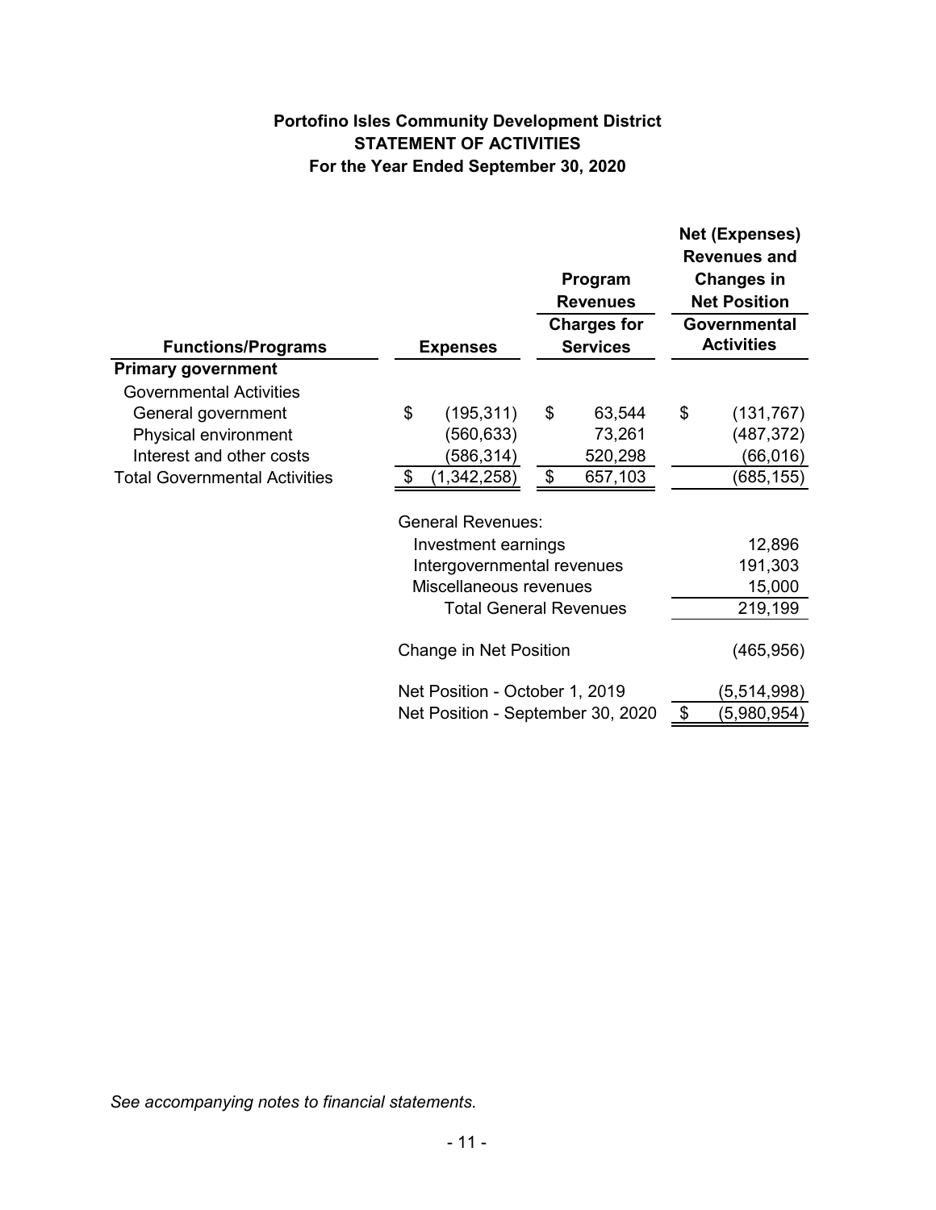**Portofino Isles Community Development District**
**STATEMENT OF ACTIVITIES**
**For the Year Ended September 30, 2020**

| Functions/Programs | Expenses | Program Revenues Charges for Services | Net (Expenses) Revenues and Changes in Net Position Governmental Activities |
|---|---|---|---|
| **Primary government** | | | |
| Governmental Activities | | | |
| General government | $ (195,311) | $ 63,544 | $ (131,767) |
| Physical environment | (560,633) | 73,261 | (487,372) |
| Interest and other costs | (586,314) | 520,298 | (66,016) |
| Total Governmental Activities | $ (1,342,258) | $ 657,103 | (685,155) |
| | General Revenues: | | |
| | Investment earnings | | 12,896 |
| | Intergovernmental revenues | | 191,303 |
| | Miscellaneous revenues | | 15,000 |
| | Total General Revenues | | 219,199 |
| | Change in Net Position | | (465,956) |
| | Net Position - October 1, 2019 | | (5,514,998) |
| | Net Position - September 30, 2020 | | $ (5,980,954) |

*See accompanying notes to financial statements.*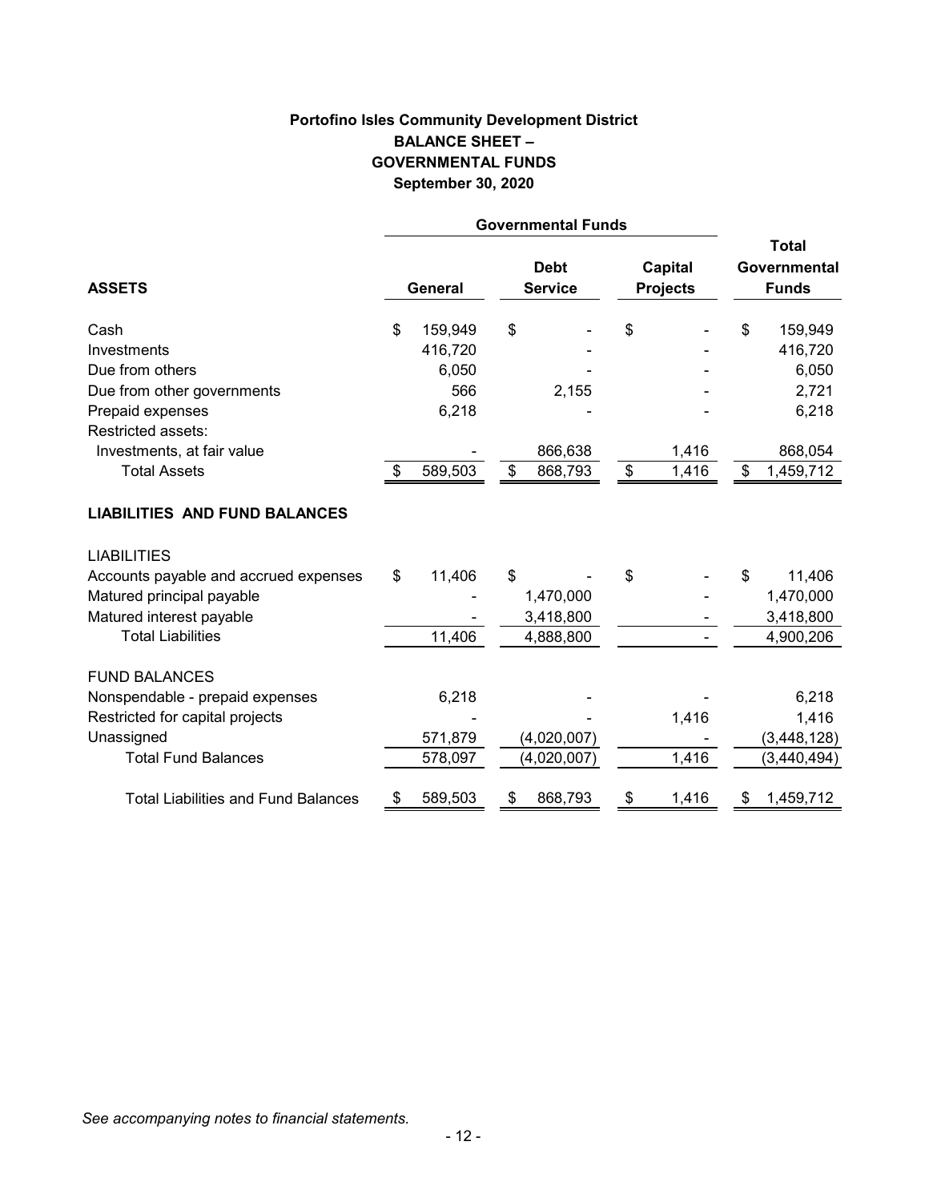**Portofino Isles Community Development District**
**BALANCE SHEET –**
**GOVERNMENTAL FUNDS**
**September 30, 2020**

| | Governmental Funds | | | |
|---|---|---|---|---|
| **ASSETS** | **General** | **Debt Service** | **Capital Projects** | **Total Governmental Funds** |
| Cash | $ 159,949 | $ - | $ - | $ 159,949 |
| Investments | 416,720 | - | - | 416,720 |
| Due from others | 6,050 | - | - | 6,050 |
| Due from other governments | 566 | 2,155 | - | 2,721 |
| Prepaid expenses | 6,218 | - | - | 6,218 |
| Restricted assets: | | | | |
| Investments, at fair value | - | 866,638 | 1,416 | 868,054 |
| Total Assets | $ 589,503 | $ 868,793 | $ 1,416 | $ 1,459,712 |
| **LIABILITIES AND FUND BALANCES** | | | | |
| LIABILITIES | | | | |
| Accounts payable and accrued expenses | $ 11,406 | $ - | $ - | $ 11,406 |
| Matured principal payable | - | 1,470,000 | - | 1,470,000 |
| Matured interest payable | - | 3,418,800 | - | 3,418,800 |
| Total Liabilities | 11,406 | 4,888,800 | - | 4,900,206 |
| FUND BALANCES | | | | |
| Nonspendable - prepaid expenses | 6,218 | - | - | 6,218 |
| Restricted for capital projects | - | - | 1,416 | 1,416 |
| Unassigned | 571,879 | (4,020,007) | - | (3,448,128) |
| Total Fund Balances | 578,097 | (4,020,007) | 1,416 | (3,440,494) |
| Total Liabilities and Fund Balances | $ 589,503 | $ 868,793 | $ 1,416 | $ 1,459,712 |

*See accompanying notes to financial statements.*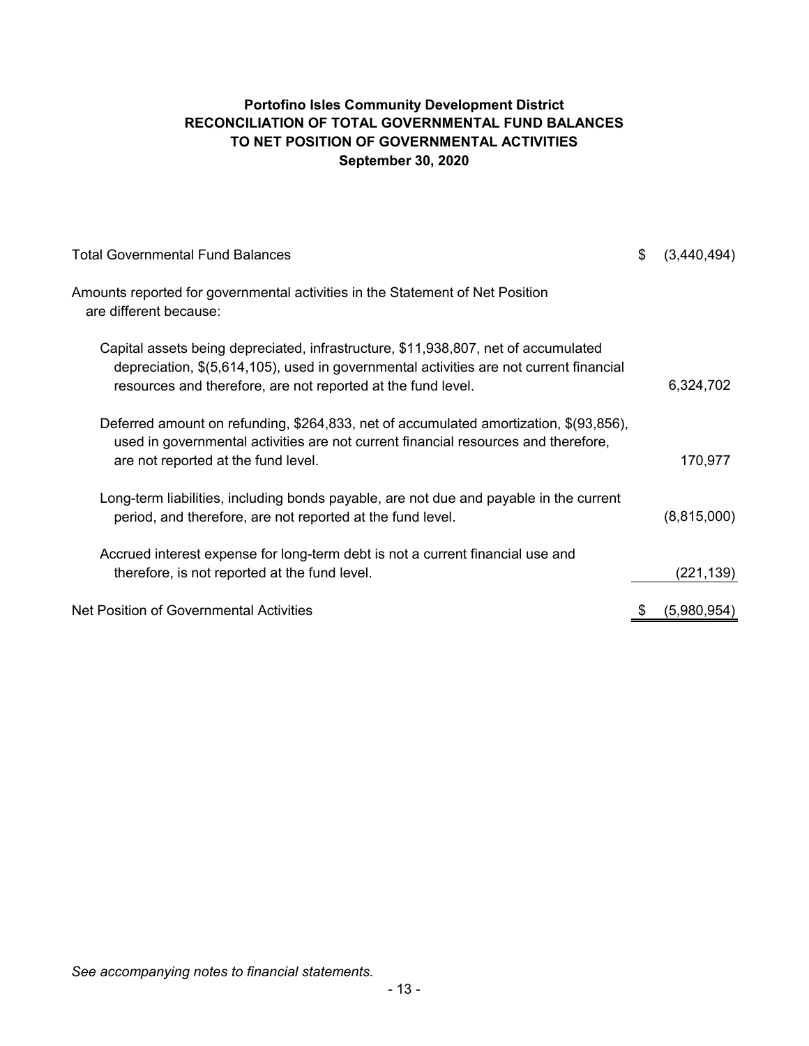# Portofino Isles Community Development District
## RECONCILIATION OF TOTAL GOVERNMENTAL FUND BALANCES TO NET POSITION OF GOVERNMENTAL ACTIVITIES
### September 30, 2020

| | |
|---|---|
| Total Governmental Fund Balances | $ (3,440,494) |
| Amounts reported for governmental activities in the Statement of Net Position are different because: | |
| Capital assets being depreciated, infrastructure, $11,938,807, net of accumulated depreciation, $(5,614,105), used in governmental activities are not current financial resources and therefore, are not reported at the fund level. | 6,324,702 |
| Deferred amount on refunding, $264,833, net of accumulated amortization, $(93,856), used in governmental activities are not current financial resources and therefore, are not reported at the fund level. | 170,977 |
| Long-term liabilities, including bonds payable, are not due and payable in the current period, and therefore, are not reported at the fund level. | (8,815,000) |
| Accrued interest expense for long-term debt is not a current financial use and therefore, is not reported at the fund level. | (221,139) |
| Net Position of Governmental Activities | $ (5,980,954) |

*See accompanying notes to financial statements.*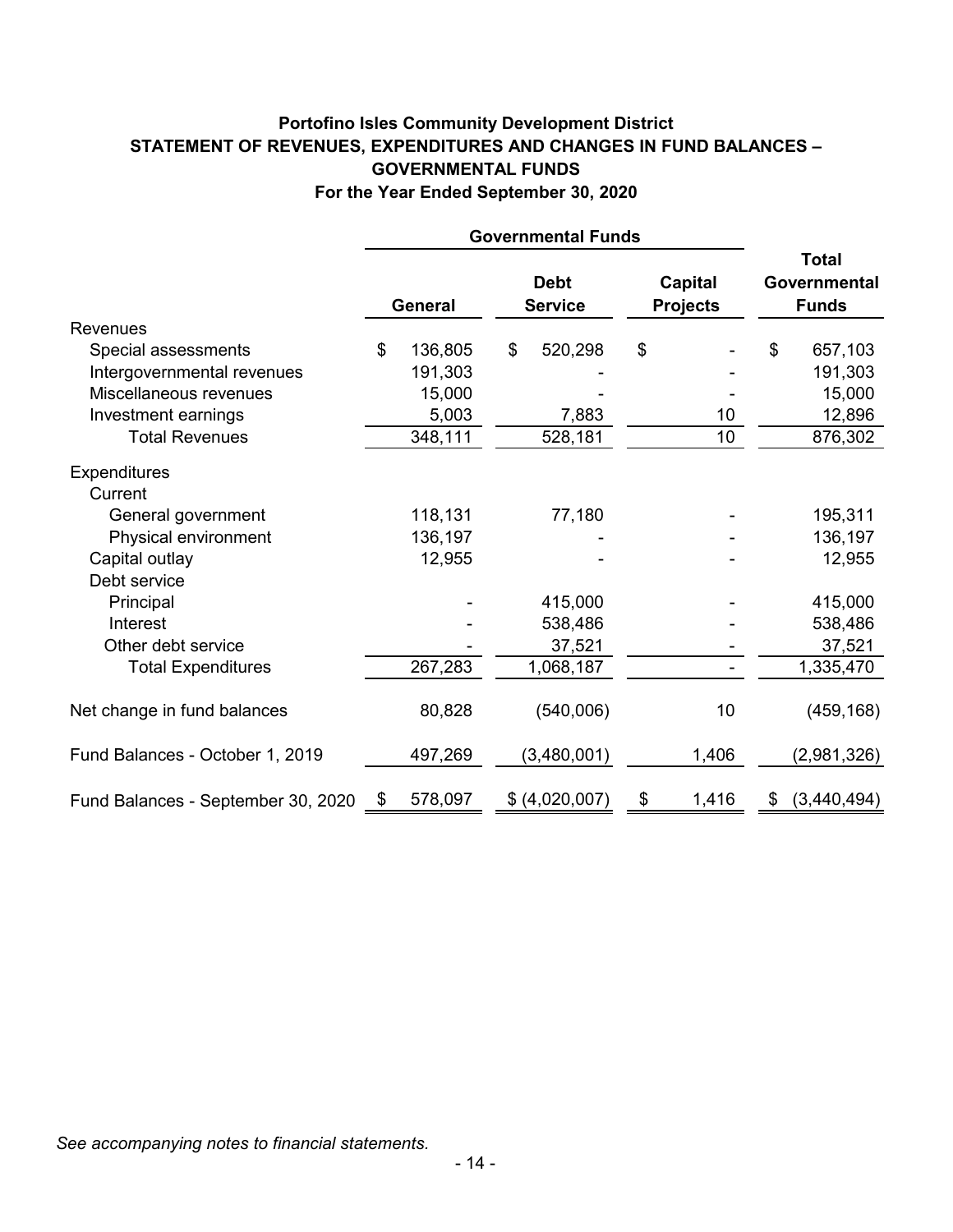**Portofino Isles Community Development District**
**STATEMENT OF REVENUES, EXPENDITURES AND CHANGES IN FUND BALANCES – GOVERNMENTAL FUNDS**
**For the Year Ended September 30, 2020**

| | Governmental Funds | | | |
|---|---|---|---|---|
| | **General** | **Debt Service** | **Capital Projects** | **Total Governmental Funds** |
| Revenues | | | | |
| Special assessments | $ 136,805 | $ 520,298 | $ - | $ 657,103 |
| Intergovernmental revenues | 191,303 | - | - | 191,303 |
| Miscellaneous revenues | 15,000 | - | - | 15,000 |
| Investment earnings | 5,003 | 7,883 | 10 | 12,896 |
| Total Revenues | 348,111 | 528,181 | 10 | 876,302 |
| Expenditures | | | | |
| Current | | | | |
| General government | 118,131 | 77,180 | - | 195,311 |
| Physical environment | 136,197 | - | - | 136,197 |
| Capital outlay | 12,955 | - | - | 12,955 |
| Debt service | | | | |
| Principal | - | 415,000 | - | 415,000 |
| Interest | - | 538,486 | - | 538,486 |
| Other debt service | - | 37,521 | - | 37,521 |
| Total Expenditures | 267,283 | 1,068,187 | - | 1,335,470 |
| Net change in fund balances | 80,828 | (540,006) | 10 | (459,168) |
| Fund Balances - October 1, 2019 | 497,269 | (3,480,001) | 1,406 | (2,981,326) |
| Fund Balances - September 30, 2020 | $ 578,097 | $ (4,020,007) | $ 1,416 | $ (3,440,494) |

*See accompanying notes to financial statements.*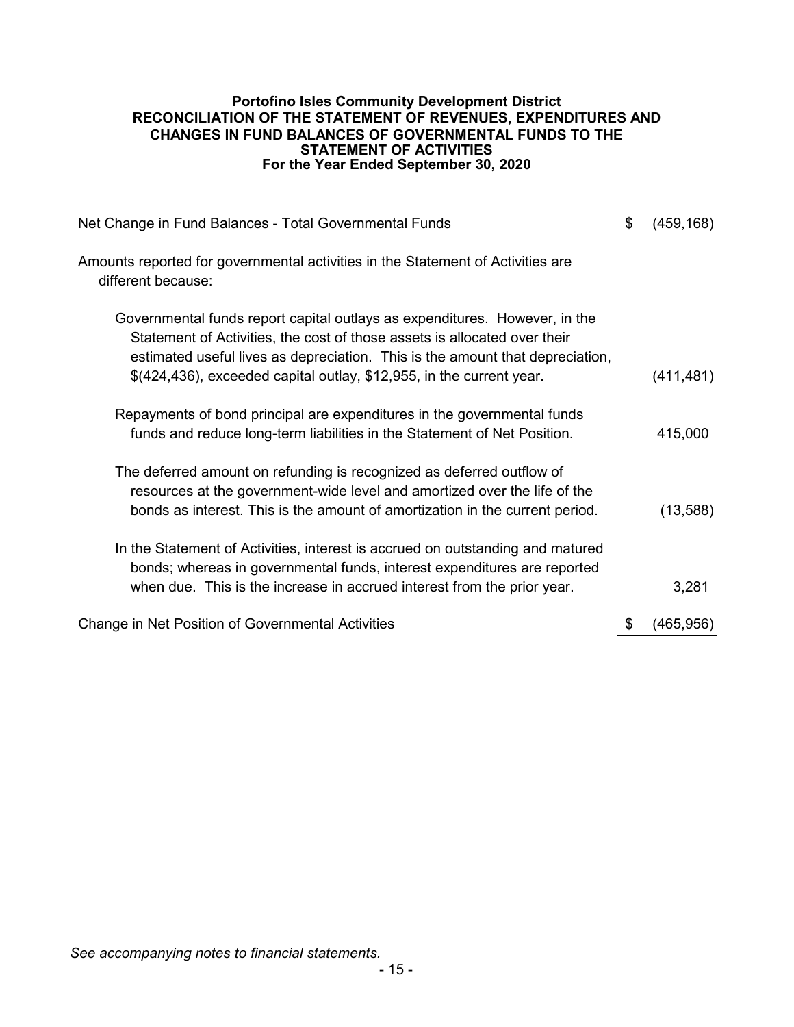# Portofino Isles Community Development District
## RECONCILIATION OF THE STATEMENT OF REVENUES, EXPENDITURES AND CHANGES IN FUND BALANCES OF GOVERNMENTAL FUNDS TO THE STATEMENT OF ACTIVITIES
### For the Year Ended September 30, 2020

| | | |
|---|---|---|
| Net Change in Fund Balances - Total Governmental Funds | $ | (459,168) |
| Amounts reported for governmental activities in the Statement of Activities are different because: | | |
| Governmental funds report capital outlays as expenditures. However, in the Statement of Activities, the cost of those assets is allocated over their estimated useful lives as depreciation. This is the amount that depreciation, $(424,436), exceeded capital outlay, $12,955, in the current year. | | (411,481) |
| Repayments of bond principal are expenditures in the governmental funds funds and reduce long-term liabilities in the Statement of Net Position. | | 415,000 |
| The deferred amount on refunding is recognized as deferred outflow of resources at the government-wide level and amortized over the life of the bonds as interest. This is the amount of amortization in the current period. | | (13,588) |
| In the Statement of Activities, interest is accrued on outstanding and matured bonds; whereas in governmental funds, interest expenditures are reported when due. This is the increase in accrued interest from the prior year. | | 3,281 |
| Change in Net Position of Governmental Activities | $ | (465,956) |

*See accompanying notes to financial statements.*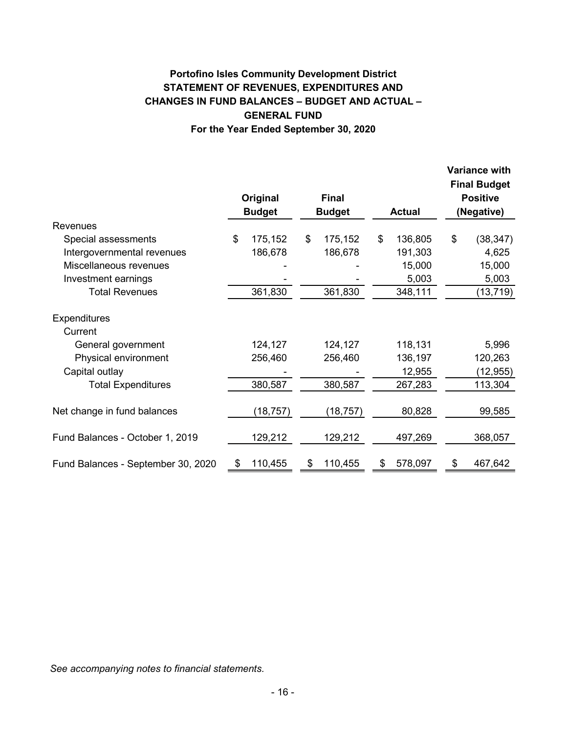**Portofino Isles Community Development District**
**STATEMENT OF REVENUES, EXPENDITURES AND CHANGES IN FUND BALANCES – BUDGET AND ACTUAL – GENERAL FUND**
**For the Year Ended September 30, 2020**

| | Original Budget | Final Budget | Actual | Variance with Final Budget Positive (Negative) |
|---|---|---|---|---|
| Revenues | | | | |
| Special assessments | $ 175,152 | $ 175,152 | $ 136,805 | $ (38,347) |
| Intergovernmental revenues | 186,678 | 186,678 | 191,303 | 4,625 |
| Miscellaneous revenues | - | - | 15,000 | 15,000 |
| Investment earnings | - | - | 5,003 | 5,003 |
| Total Revenues | 361,830 | 361,830 | 348,111 | (13,719) |
| Expenditures | | | | |
| Current | | | | |
| General government | 124,127 | 124,127 | 118,131 | 5,996 |
| Physical environment | 256,460 | 256,460 | 136,197 | 120,263 |
| Capital outlay | - | - | 12,955 | (12,955) |
| Total Expenditures | 380,587 | 380,587 | 267,283 | 113,304 |
| Net change in fund balances | (18,757) | (18,757) | 80,828 | 99,585 |
| Fund Balances - October 1, 2019 | 129,212 | 129,212 | 497,269 | 368,057 |
| Fund Balances - September 30, 2020 | $ 110,455 | $ 110,455 | $ 578,097 | $ 467,642 |

*See accompanying notes to financial statements.*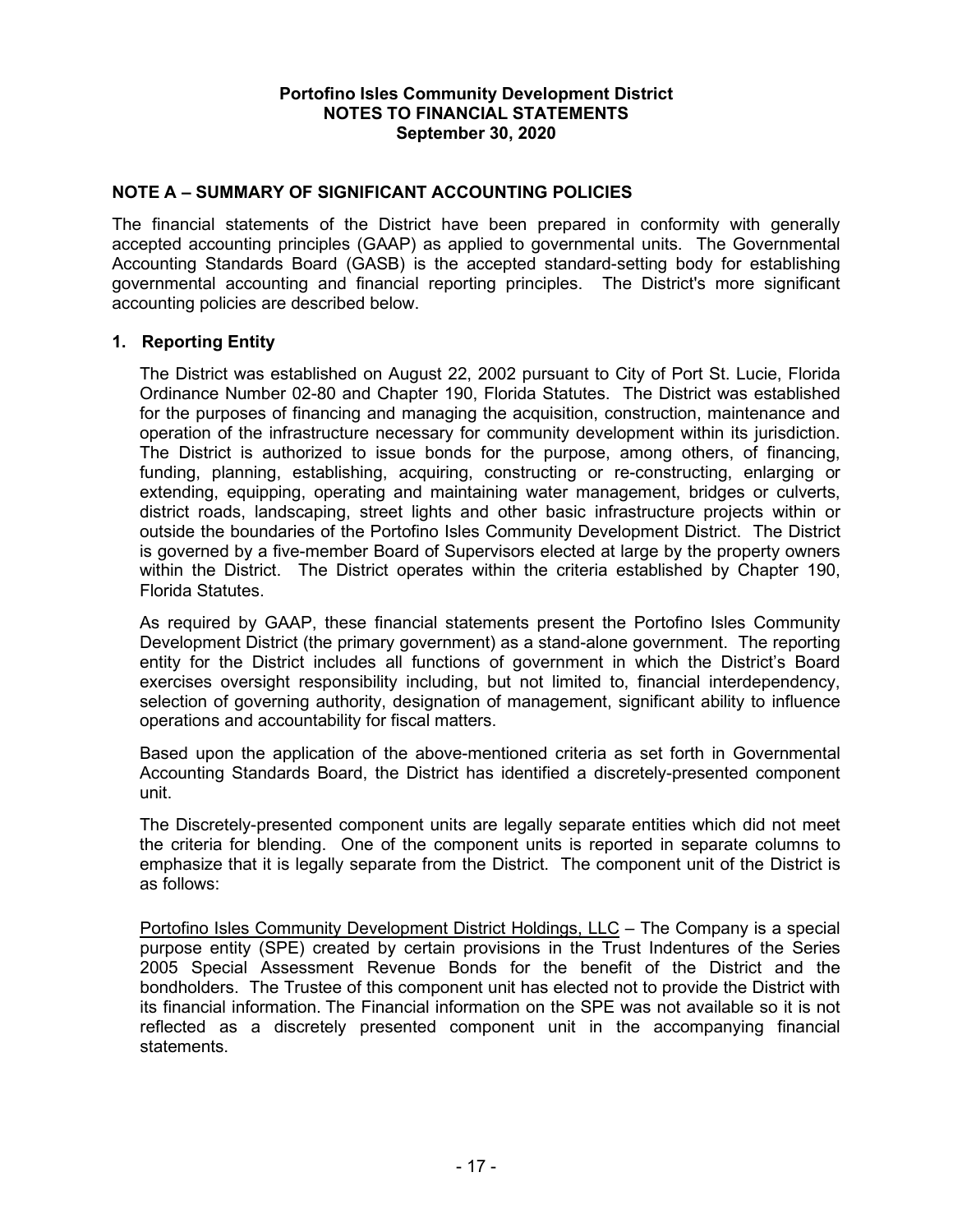**Portofino Isles Community Development District**
**NOTES TO FINANCIAL STATEMENTS**
**September 30, 2020**

## NOTE A – SUMMARY OF SIGNIFICANT ACCOUNTING POLICIES

The financial statements of the District have been prepared in conformity with generally accepted accounting principles (GAAP) as applied to governmental units. The Governmental Accounting Standards Board (GASB) is the accepted standard-setting body for establishing governmental accounting and financial reporting principles. The District's more significant accounting policies are described below.

### 1. Reporting Entity

The District was established on August 22, 2002 pursuant to City of Port St. Lucie, Florida Ordinance Number 02-80 and Chapter 190, Florida Statutes. The District was established for the purposes of financing and managing the acquisition, construction, maintenance and operation of the infrastructure necessary for community development within its jurisdiction. The District is authorized to issue bonds for the purpose, among others, of financing, funding, planning, establishing, acquiring, constructing or re-constructing, enlarging or extending, equipping, operating and maintaining water management, bridges or culverts, district roads, landscaping, street lights and other basic infrastructure projects within or outside the boundaries of the Portofino Isles Community Development District. The District is governed by a five-member Board of Supervisors elected at large by the property owners within the District. The District operates within the criteria established by Chapter 190, Florida Statutes.

As required by GAAP, these financial statements present the Portofino Isles Community Development District (the primary government) as a stand-alone government. The reporting entity for the District includes all functions of government in which the District's Board exercises oversight responsibility including, but not limited to, financial interdependency, selection of governing authority, designation of management, significant ability to influence operations and accountability for fiscal matters.

Based upon the application of the above-mentioned criteria as set forth in Governmental Accounting Standards Board, the District has identified a discretely-presented component unit.

The Discretely-presented component units are legally separate entities which did not meet the criteria for blending. One of the component units is reported in separate columns to emphasize that it is legally separate from the District. The component unit of the District is as follows:

Portofino Isles Community Development District Holdings, LLC – The Company is a special purpose entity (SPE) created by certain provisions in the Trust Indentures of the Series 2005 Special Assessment Revenue Bonds for the benefit of the District and the bondholders. The Trustee of this component unit has elected not to provide the District with its financial information. The Financial information on the SPE was not available so it is not reflected as a discretely presented component unit in the accompanying financial statements.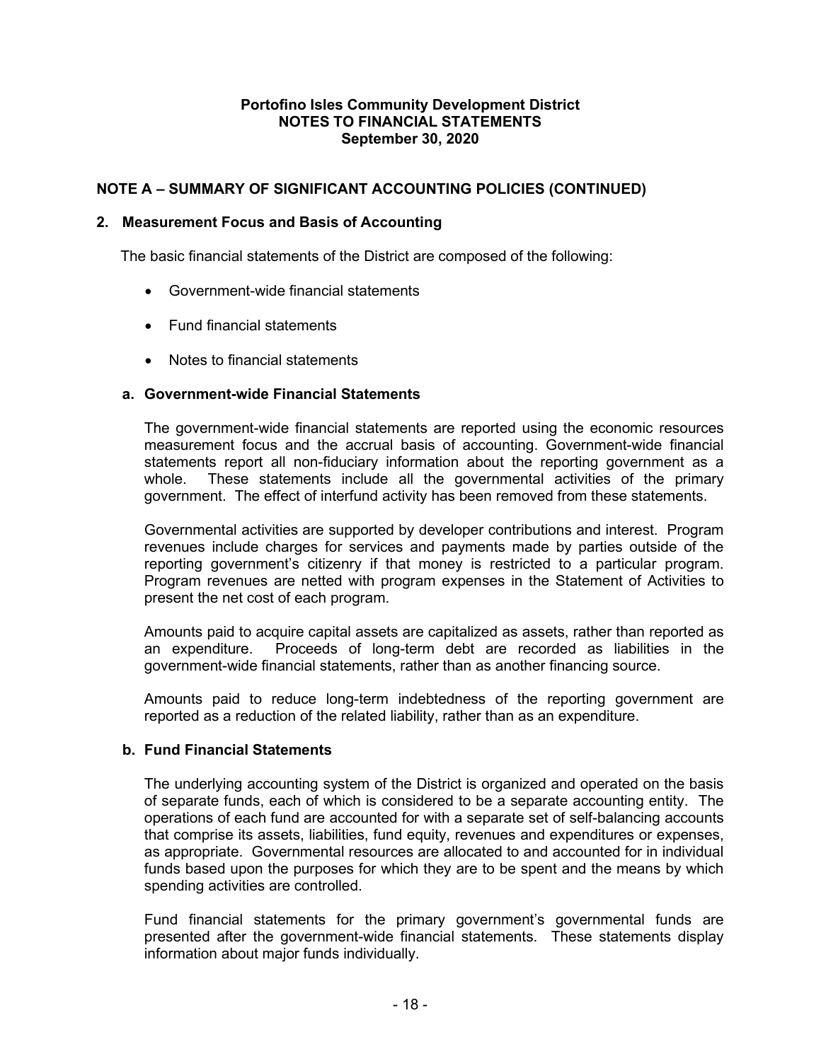# Portofino Isles Community Development District
## NOTES TO FINANCIAL STATEMENTS
### September 30, 2020

## NOTE A – SUMMARY OF SIGNIFICANT ACCOUNTING POLICIES (CONTINUED)

### 2. Measurement Focus and Basis of Accounting

The basic financial statements of the District are composed of the following:

- Government-wide financial statements
- Fund financial statements
- Notes to financial statements

#### a. Government-wide Financial Statements

The government-wide financial statements are reported using the economic resources measurement focus and the accrual basis of accounting. Government-wide financial statements report all non-fiduciary information about the reporting government as a whole. These statements include all the governmental activities of the primary government. The effect of interfund activity has been removed from these statements.

Governmental activities are supported by developer contributions and interest. Program revenues include charges for services and payments made by parties outside of the reporting government's citizenry if that money is restricted to a particular program. Program revenues are netted with program expenses in the Statement of Activities to present the net cost of each program.

Amounts paid to acquire capital assets are capitalized as assets, rather than reported as an expenditure. Proceeds of long-term debt are recorded as liabilities in the government-wide financial statements, rather than as another financing source.

Amounts paid to reduce long-term indebtedness of the reporting government are reported as a reduction of the related liability, rather than as an expenditure.

#### b. Fund Financial Statements

The underlying accounting system of the District is organized and operated on the basis of separate funds, each of which is considered to be a separate accounting entity. The operations of each fund are accounted for with a separate set of self-balancing accounts that comprise its assets, liabilities, fund equity, revenues and expenditures or expenses, as appropriate. Governmental resources are allocated to and accounted for in individual funds based upon the purposes for which they are to be spent and the means by which spending activities are controlled.

Fund financial statements for the primary government's governmental funds are presented after the government-wide financial statements. These statements display information about major funds individually.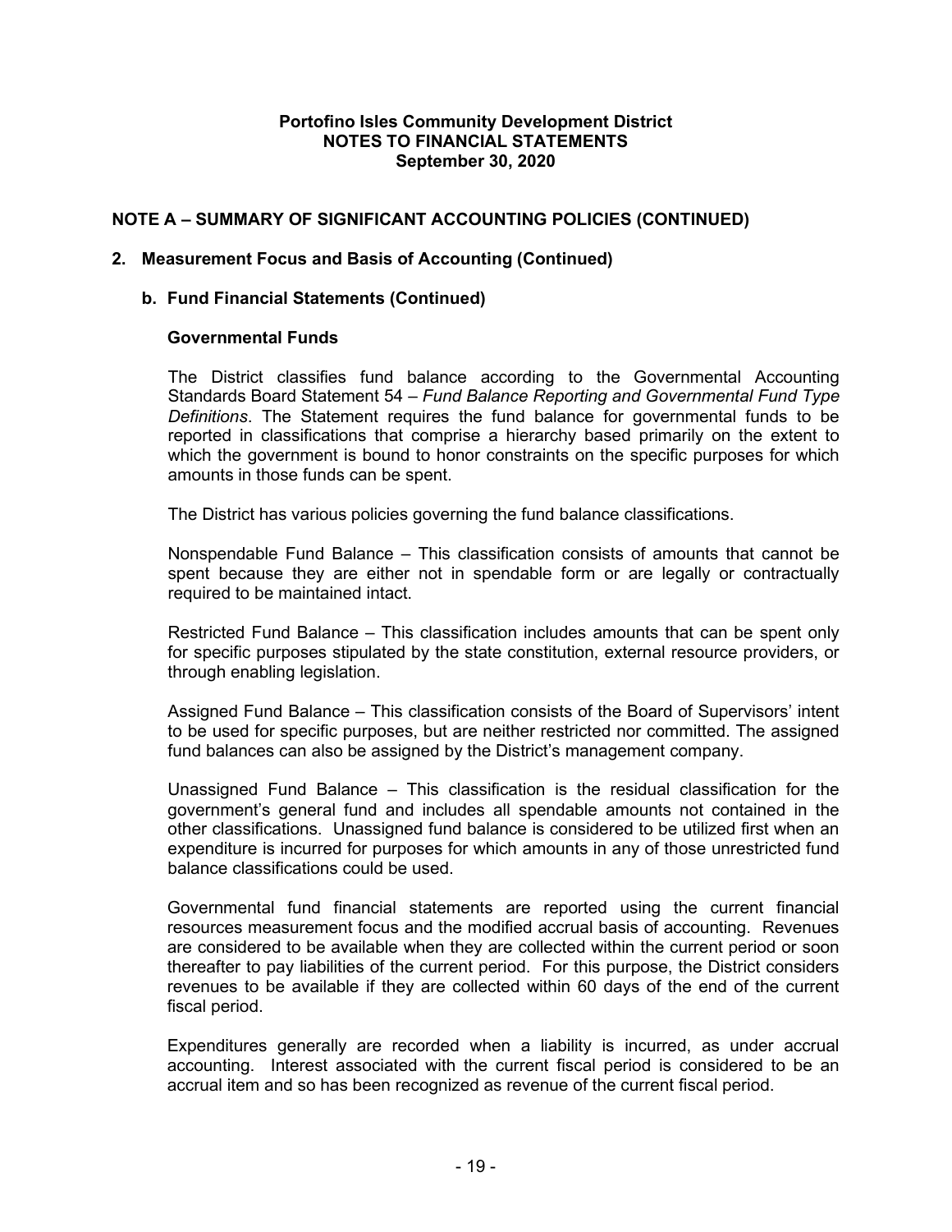**Portofino Isles Community Development District**
**NOTES TO FINANCIAL STATEMENTS**
**September 30, 2020**

## NOTE A – SUMMARY OF SIGNIFICANT ACCOUNTING POLICIES (CONTINUED)

### 2. Measurement Focus and Basis of Accounting (Continued)

#### b. Fund Financial Statements (Continued)

**Governmental Funds**

The District classifies fund balance according to the Governmental Accounting Standards Board Statement 54 – *Fund Balance Reporting and Governmental Fund Type Definitions*. The Statement requires the fund balance for governmental funds to be reported in classifications that comprise a hierarchy based primarily on the extent to which the government is bound to honor constraints on the specific purposes for which amounts in those funds can be spent.

The District has various policies governing the fund balance classifications.

Nonspendable Fund Balance – This classification consists of amounts that cannot be spent because they are either not in spendable form or are legally or contractually required to be maintained intact.

Restricted Fund Balance – This classification includes amounts that can be spent only for specific purposes stipulated by the state constitution, external resource providers, or through enabling legislation.

Assigned Fund Balance – This classification consists of the Board of Supervisors' intent to be used for specific purposes, but are neither restricted nor committed. The assigned fund balances can also be assigned by the District's management company.

Unassigned Fund Balance – This classification is the residual classification for the government's general fund and includes all spendable amounts not contained in the other classifications. Unassigned fund balance is considered to be utilized first when an expenditure is incurred for purposes for which amounts in any of those unrestricted fund balance classifications could be used.

Governmental fund financial statements are reported using the current financial resources measurement focus and the modified accrual basis of accounting. Revenues are considered to be available when they are collected within the current period or soon thereafter to pay liabilities of the current period. For this purpose, the District considers revenues to be available if they are collected within 60 days of the end of the current fiscal period.

Expenditures generally are recorded when a liability is incurred, as under accrual accounting. Interest associated with the current fiscal period is considered to be an accrual item and so has been recognized as revenue of the current fiscal period.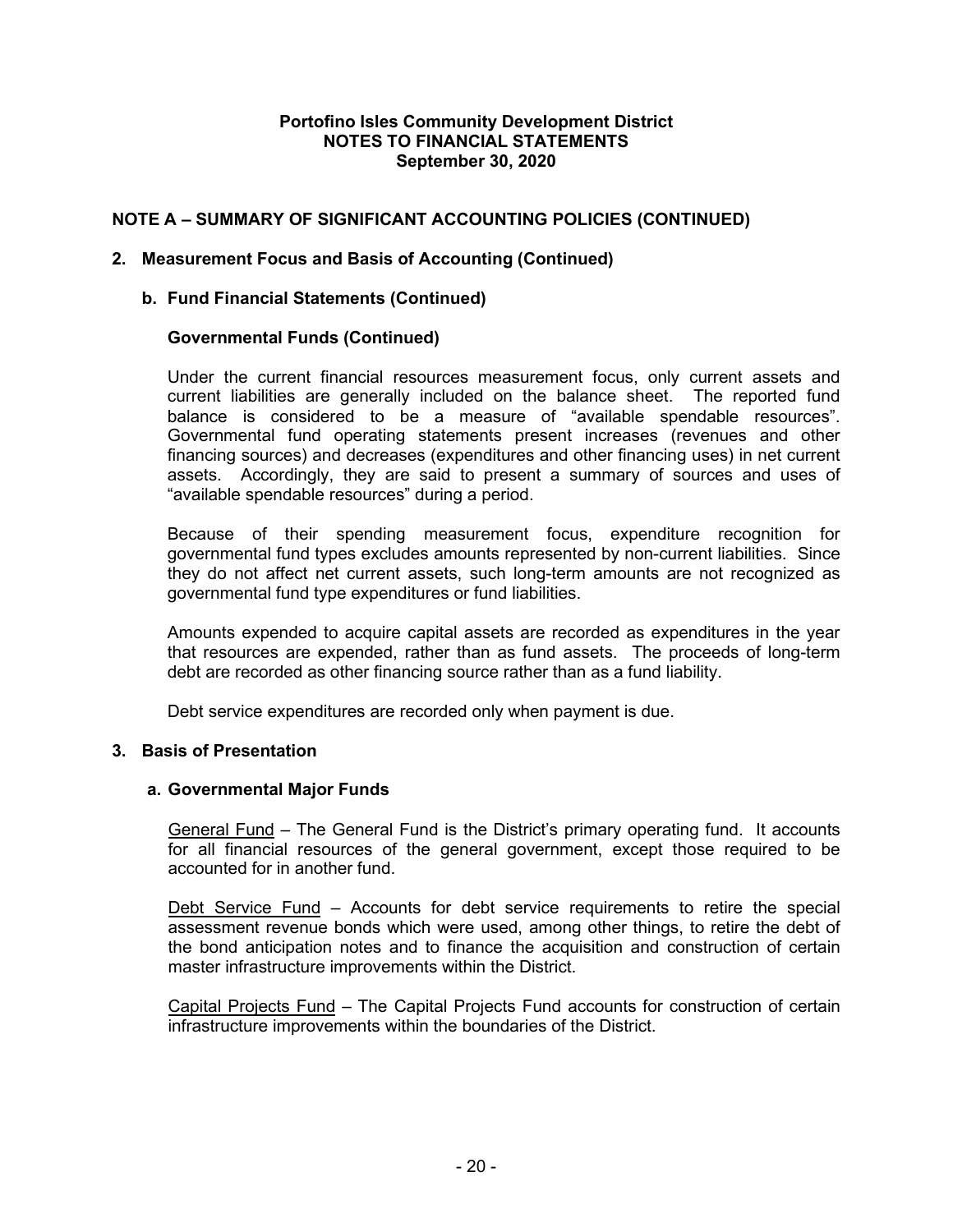# Portofino Isles Community Development District
## NOTES TO FINANCIAL STATEMENTS
### September 30, 2020

## NOTE A – SUMMARY OF SIGNIFICANT ACCOUNTING POLICIES (CONTINUED)

### 2. Measurement Focus and Basis of Accounting (Continued)

#### b. Fund Financial Statements (Continued)

**Governmental Funds (Continued)**

Under the current financial resources measurement focus, only current assets and current liabilities are generally included on the balance sheet. The reported fund balance is considered to be a measure of "available spendable resources". Governmental fund operating statements present increases (revenues and other financing sources) and decreases (expenditures and other financing uses) in net current assets. Accordingly, they are said to present a summary of sources and uses of "available spendable resources" during a period.

Because of their spending measurement focus, expenditure recognition for governmental fund types excludes amounts represented by non-current liabilities. Since they do not affect net current assets, such long-term amounts are not recognized as governmental fund type expenditures or fund liabilities.

Amounts expended to acquire capital assets are recorded as expenditures in the year that resources are expended, rather than as fund assets. The proceeds of long-term debt are recorded as other financing source rather than as a fund liability.

Debt service expenditures are recorded only when payment is due.

### 3. Basis of Presentation

#### a. Governmental Major Funds

General Fund – The General Fund is the District's primary operating fund. It accounts for all financial resources of the general government, except those required to be accounted for in another fund.

Debt Service Fund – Accounts for debt service requirements to retire the special assessment revenue bonds which were used, among other things, to retire the debt of the bond anticipation notes and to finance the acquisition and construction of certain master infrastructure improvements within the District.

Capital Projects Fund – The Capital Projects Fund accounts for construction of certain infrastructure improvements within the boundaries of the District.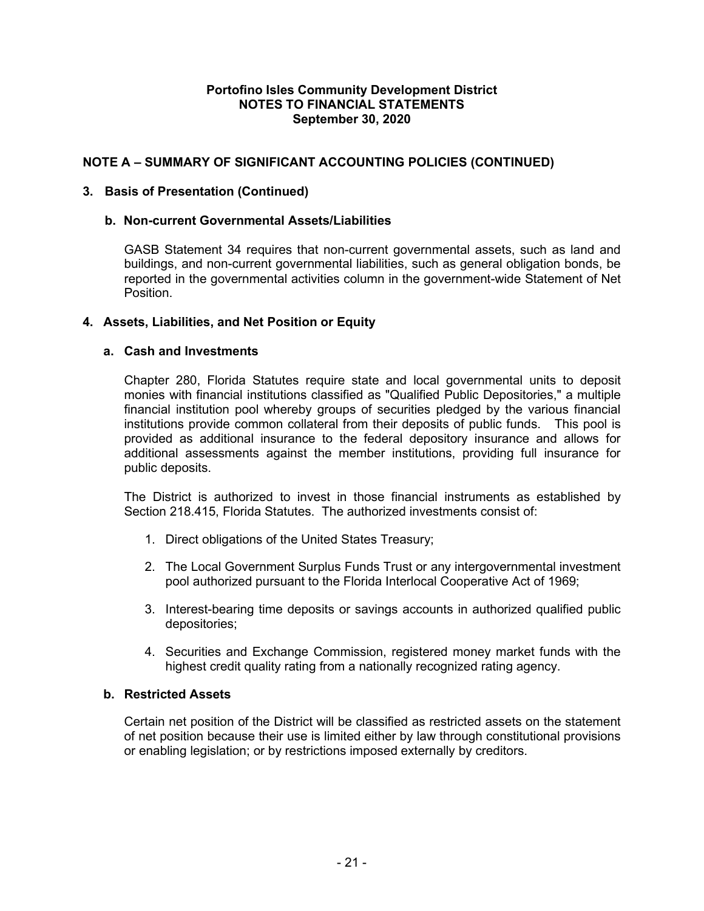# Portofino Isles Community Development District
## NOTES TO FINANCIAL STATEMENTS
### September 30, 2020

## NOTE A – SUMMARY OF SIGNIFICANT ACCOUNTING POLICIES (CONTINUED)

### 3. Basis of Presentation (Continued)

#### b. Non-current Governmental Assets/Liabilities

GASB Statement 34 requires that non-current governmental assets, such as land and buildings, and non-current governmental liabilities, such as general obligation bonds, be reported in the governmental activities column in the government-wide Statement of Net Position.

### 4. Assets, Liabilities, and Net Position or Equity

#### a. Cash and Investments

Chapter 280, Florida Statutes require state and local governmental units to deposit monies with financial institutions classified as "Qualified Public Depositories," a multiple financial institution pool whereby groups of securities pledged by the various financial institutions provide common collateral from their deposits of public funds. This pool is provided as additional insurance to the federal depository insurance and allows for additional assessments against the member institutions, providing full insurance for public deposits.

The District is authorized to invest in those financial instruments as established by Section 218.415, Florida Statutes. The authorized investments consist of:

1. Direct obligations of the United States Treasury;
2. The Local Government Surplus Funds Trust or any intergovernmental investment pool authorized pursuant to the Florida Interlocal Cooperative Act of 1969;
3. Interest-bearing time deposits or savings accounts in authorized qualified public depositories;
4. Securities and Exchange Commission, registered money market funds with the highest credit quality rating from a nationally recognized rating agency.

#### b. Restricted Assets

Certain net position of the District will be classified as restricted assets on the statement of net position because their use is limited either by law through constitutional provisions or enabling legislation; or by restrictions imposed externally by creditors.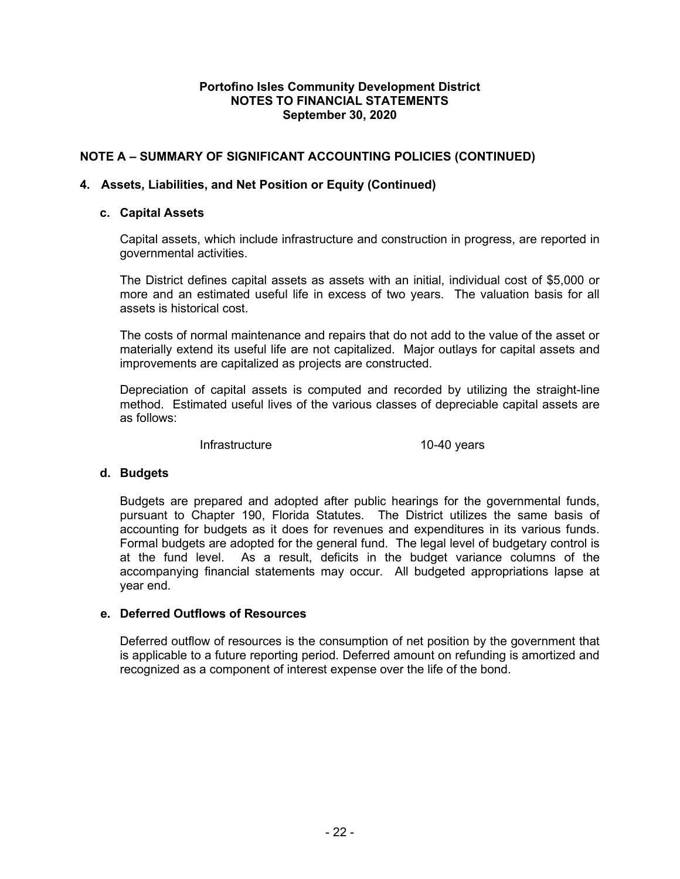**Portofino Isles Community Development District**
**NOTES TO FINANCIAL STATEMENTS**
**September 30, 2020**

## NOTE A – SUMMARY OF SIGNIFICANT ACCOUNTING POLICIES (CONTINUED)

### 4. Assets, Liabilities, and Net Position or Equity (Continued)

#### c. Capital Assets

Capital assets, which include infrastructure and construction in progress, are reported in governmental activities.

The District defines capital assets as assets with an initial, individual cost of $5,000 or more and an estimated useful life in excess of two years. The valuation basis for all assets is historical cost.

The costs of normal maintenance and repairs that do not add to the value of the asset or materially extend its useful life are not capitalized. Major outlays for capital assets and improvements are capitalized as projects are constructed.

Depreciation of capital assets is computed and recorded by utilizing the straight-line method. Estimated useful lives of the various classes of depreciable capital assets are as follows:

| | |
|---|---|
| Infrastructure | 10-40 years |

#### d. Budgets

Budgets are prepared and adopted after public hearings for the governmental funds, pursuant to Chapter 190, Florida Statutes. The District utilizes the same basis of accounting for budgets as it does for revenues and expenditures in its various funds. Formal budgets are adopted for the general fund. The legal level of budgetary control is at the fund level. As a result, deficits in the budget variance columns of the accompanying financial statements may occur. All budgeted appropriations lapse at year end.

#### e. Deferred Outflows of Resources

Deferred outflow of resources is the consumption of net position by the government that is applicable to a future reporting period. Deferred amount on refunding is amortized and recognized as a component of interest expense over the life of the bond.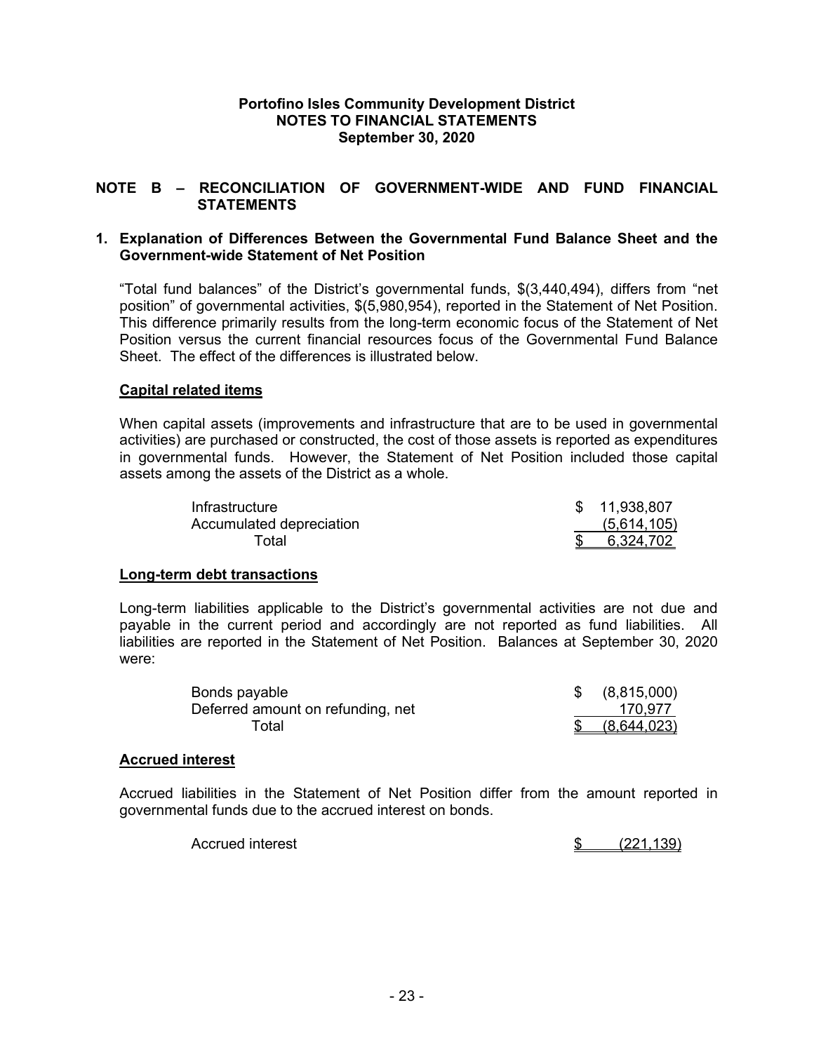**Portofino Isles Community Development District**
**NOTES TO FINANCIAL STATEMENTS**
**September 30, 2020**

## NOTE B – RECONCILIATION OF GOVERNMENT-WIDE AND FUND FINANCIAL STATEMENTS

### 1. Explanation of Differences Between the Governmental Fund Balance Sheet and the Government-wide Statement of Net Position

"Total fund balances" of the District's governmental funds, $(3,440,494), differs from "net position" of governmental activities, $(5,980,954), reported in the Statement of Net Position. This difference primarily results from the long-term economic focus of the Statement of Net Position versus the current financial resources focus of the Governmental Fund Balance Sheet. The effect of the differences is illustrated below.

**Capital related items**

When capital assets (improvements and infrastructure that are to be used in governmental activities) are purchased or constructed, the cost of those assets is reported as expenditures in governmental funds. However, the Statement of Net Position included those capital assets among the assets of the District as a whole.

| | |
|---|---|
| Infrastructure | $ 11,938,807 |
| Accumulated depreciation | (5,614,105) |
| Total | $ 6,324,702 |

**Long-term debt transactions**

Long-term liabilities applicable to the District's governmental activities are not due and payable in the current period and accordingly are not reported as fund liabilities. All liabilities are reported in the Statement of Net Position. Balances at September 30, 2020 were:

| | |
|---|---|
| Bonds payable | $ (8,815,000) |
| Deferred amount on refunding, net | 170,977 |
| Total | $ (8,644,023) |

**Accrued interest**

Accrued liabilities in the Statement of Net Position differ from the amount reported in governmental funds due to the accrued interest on bonds.

| | |
|---|---|
| Accrued interest | $ (221,139) |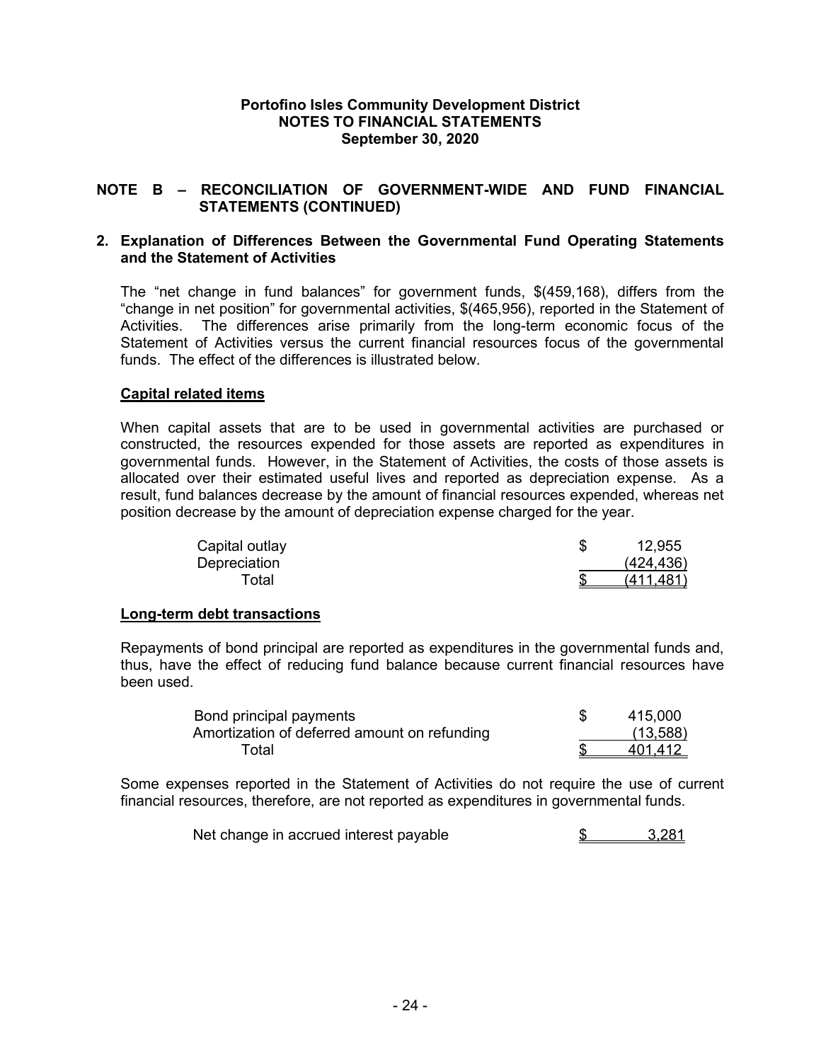**Portofino Isles Community Development District**
**NOTES TO FINANCIAL STATEMENTS**
**September 30, 2020**

## NOTE B – RECONCILIATION OF GOVERNMENT-WIDE AND FUND FINANCIAL STATEMENTS (CONTINUED)

### 2. Explanation of Differences Between the Governmental Fund Operating Statements and the Statement of Activities

The "net change in fund balances" for government funds, $(459,168), differs from the "change in net position" for governmental activities, $(465,956), reported in the Statement of Activities. The differences arise primarily from the long-term economic focus of the Statement of Activities versus the current financial resources focus of the governmental funds. The effect of the differences is illustrated below.

**Capital related items**

When capital assets that are to be used in governmental activities are purchased or constructed, the resources expended for those assets are reported as expenditures in governmental funds. However, in the Statement of Activities, the costs of those assets is allocated over their estimated useful lives and reported as depreciation expense. As a result, fund balances decrease by the amount of financial resources expended, whereas net position decrease by the amount of depreciation expense charged for the year.

| | |
|---|---|
| Capital outlay | $ 12,955 |
| Depreciation | (424,436) |
| Total | $ (411,481) |

**Long-term debt transactions**

Repayments of bond principal are reported as expenditures in the governmental funds and, thus, have the effect of reducing fund balance because current financial resources have been used.

| | |
|---|---|
| Bond principal payments | $ 415,000 |
| Amortization of deferred amount on refunding | (13,588) |
| Total | $ 401,412 |

Some expenses reported in the Statement of Activities do not require the use of current financial resources, therefore, are not reported as expenditures in governmental funds.

| | |
|---|---|
| Net change in accrued interest payable | $ 3,281 |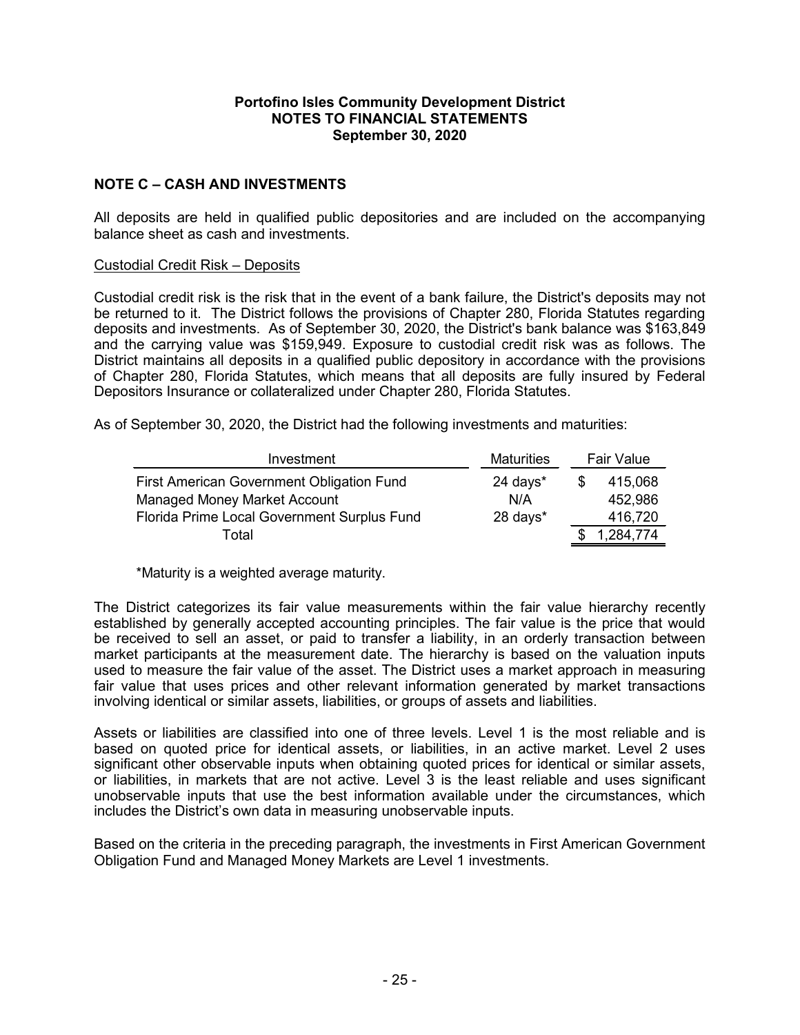**Portofino Isles Community Development District**
**NOTES TO FINANCIAL STATEMENTS**
**September 30, 2020**

## NOTE C – CASH AND INVESTMENTS

All deposits are held in qualified public depositories and are included on the accompanying balance sheet as cash and investments.

Custodial Credit Risk – Deposits

Custodial credit risk is the risk that in the event of a bank failure, the District's deposits may not be returned to it. The District follows the provisions of Chapter 280, Florida Statutes regarding deposits and investments. As of September 30, 2020, the District's bank balance was $163,849 and the carrying value was $159,949. Exposure to custodial credit risk was as follows. The District maintains all deposits in a qualified public depository in accordance with the provisions of Chapter 280, Florida Statutes, which means that all deposits are fully insured by Federal Depositors Insurance or collateralized under Chapter 280, Florida Statutes.

As of September 30, 2020, the District had the following investments and maturities:

| Investment | Maturities | Fair Value |
|---|---|---|
| First American Government Obligation Fund | 24 days* | $ 415,068 |
| Managed Money Market Account | N/A | 452,986 |
| Florida Prime Local Government Surplus Fund | 28 days* | 416,720 |
| Total | | $ 1,284,774 |

*Maturity is a weighted average maturity.

The District categorizes its fair value measurements within the fair value hierarchy recently established by generally accepted accounting principles. The fair value is the price that would be received to sell an asset, or paid to transfer a liability, in an orderly transaction between market participants at the measurement date. The hierarchy is based on the valuation inputs used to measure the fair value of the asset. The District uses a market approach in measuring fair value that uses prices and other relevant information generated by market transactions involving identical or similar assets, liabilities, or groups of assets and liabilities.

Assets or liabilities are classified into one of three levels. Level 1 is the most reliable and is based on quoted price for identical assets, or liabilities, in an active market. Level 2 uses significant other observable inputs when obtaining quoted prices for identical or similar assets, or liabilities, in markets that are not active. Level 3 is the least reliable and uses significant unobservable inputs that use the best information available under the circumstances, which includes the District's own data in measuring unobservable inputs.

Based on the criteria in the preceding paragraph, the investments in First American Government Obligation Fund and Managed Money Markets are Level 1 investments.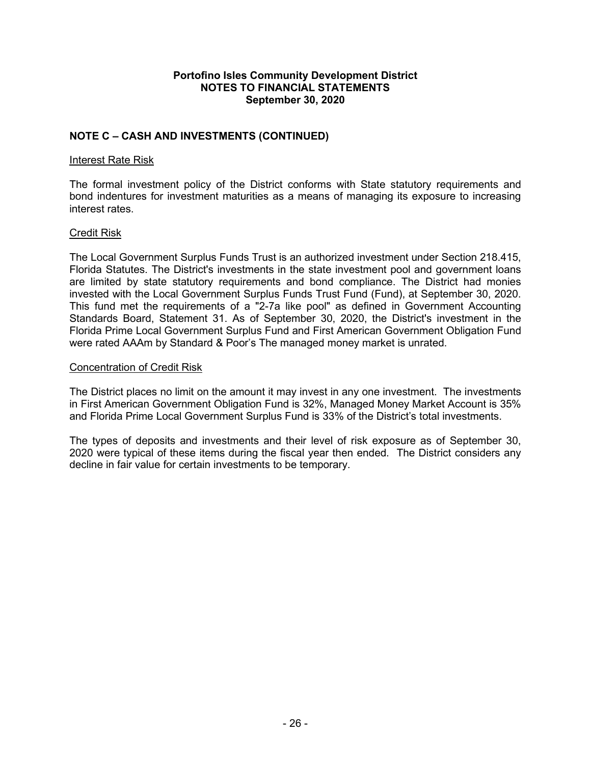**Portofino Isles Community Development District**
**NOTES TO FINANCIAL STATEMENTS**
**September 30, 2020**

## NOTE C – CASH AND INVESTMENTS (CONTINUED)

Interest Rate Risk

The formal investment policy of the District conforms with State statutory requirements and bond indentures for investment maturities as a means of managing its exposure to increasing interest rates.

Credit Risk

The Local Government Surplus Funds Trust is an authorized investment under Section 218.415, Florida Statutes. The District's investments in the state investment pool and government loans are limited by state statutory requirements and bond compliance. The District had monies invested with the Local Government Surplus Funds Trust Fund (Fund), at September 30, 2020. This fund met the requirements of a "2-7a like pool" as defined in Government Accounting Standards Board, Statement 31. As of September 30, 2020, the District's investment in the Florida Prime Local Government Surplus Fund and First American Government Obligation Fund were rated AAAm by Standard & Poor's The managed money market is unrated.

Concentration of Credit Risk

The District places no limit on the amount it may invest in any one investment. The investments in First American Government Obligation Fund is 32%, Managed Money Market Account is 35% and Florida Prime Local Government Surplus Fund is 33% of the District's total investments.

The types of deposits and investments and their level of risk exposure as of September 30, 2020 were typical of these items during the fiscal year then ended. The District considers any decline in fair value for certain investments to be temporary.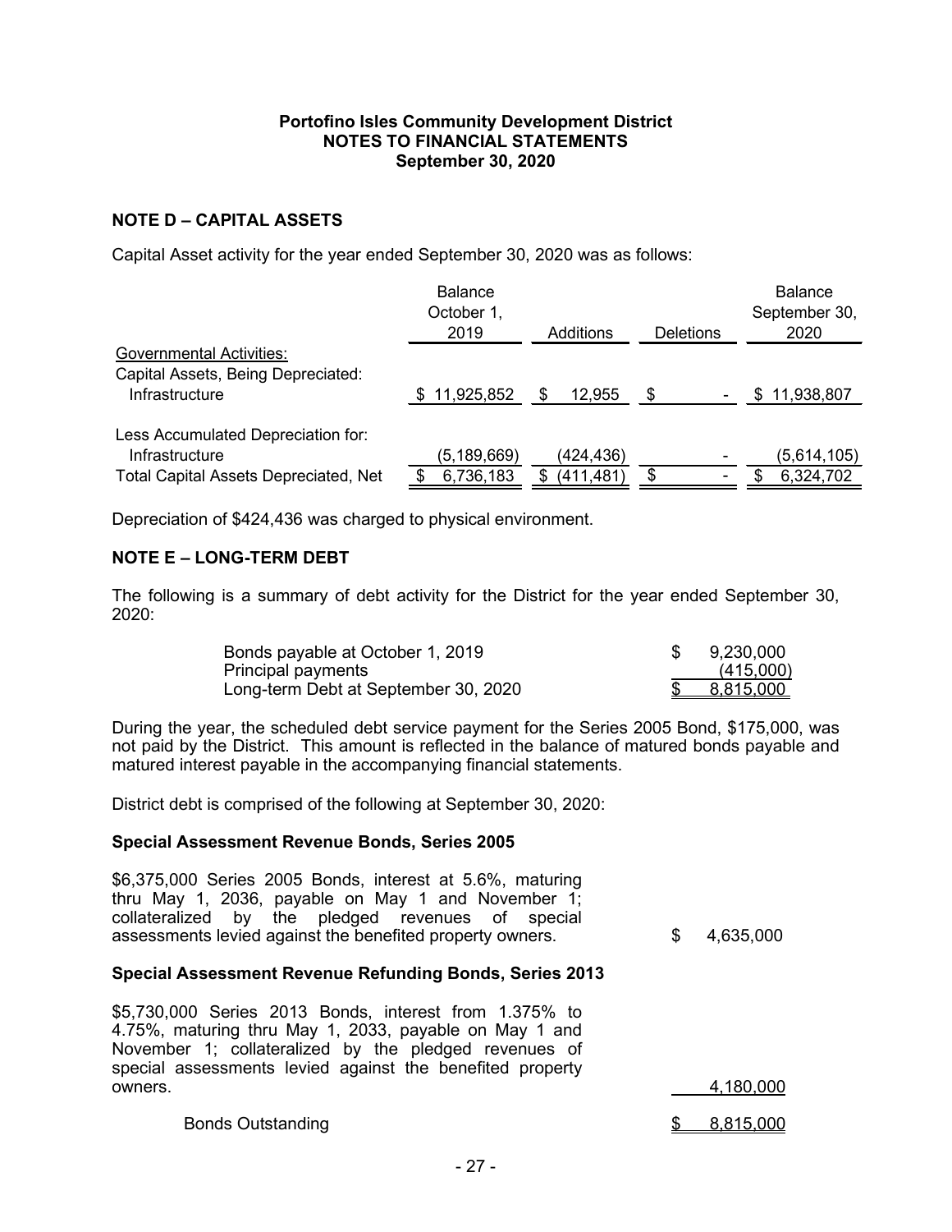**Portofino Isles Community Development District**
**NOTES TO FINANCIAL STATEMENTS**
**September 30, 2020**

## NOTE D – CAPITAL ASSETS

Capital Asset activity for the year ended September 30, 2020 was as follows:

| | Balance October 1, 2019 | Additions | Deletions | Balance September 30, 2020 |
|---|---|---|---|---|
| Governmental Activities: | | | | |
| Capital Assets, Being Depreciated: | | | | |
| Infrastructure | $ 11,925,852 | $ 12,955 | $ - | $ 11,938,807 |
| Less Accumulated Depreciation for: | | | | |
| Infrastructure | (5,189,669) | (424,436) | - | (5,614,105) |
| Total Capital Assets Depreciated, Net | $ 6,736,183 | $ (411,481) | $ - | $ 6,324,702 |

Depreciation of $424,436 was charged to physical environment.

## NOTE E – LONG-TERM DEBT

The following is a summary of debt activity for the District for the year ended September 30, 2020:

| | |
|---|---|
| Bonds payable at October 1, 2019 | $ 9,230,000 |
| Principal payments | (415,000) |
| Long-term Debt at September 30, 2020 | $ 8,815,000 |

During the year, the scheduled debt service payment for the Series 2005 Bond, $175,000, was not paid by the District. This amount is reflected in the balance of matured bonds payable and matured interest payable in the accompanying financial statements.

District debt is comprised of the following at September 30, 2020:

**Special Assessment Revenue Bonds, Series 2005**

| | |
|---|---|
| $6,375,000 Series 2005 Bonds, interest at 5.6%, maturing thru May 1, 2036, payable on May 1 and November 1; collateralized by the pledged revenues of special assessments levied against the benefited property owners. | $ 4,635,000 |

**Special Assessment Revenue Refunding Bonds, Series 2013**

| | |
|---|---|
| $5,730,000 Series 2013 Bonds, interest from 1.375% to 4.75%, maturing thru May 1, 2033, payable on May 1 and November 1; collateralized by the pledged revenues of special assessments levied against the benefited property owners. | 4,180,000 |
| Bonds Outstanding | $ 8,815,000 |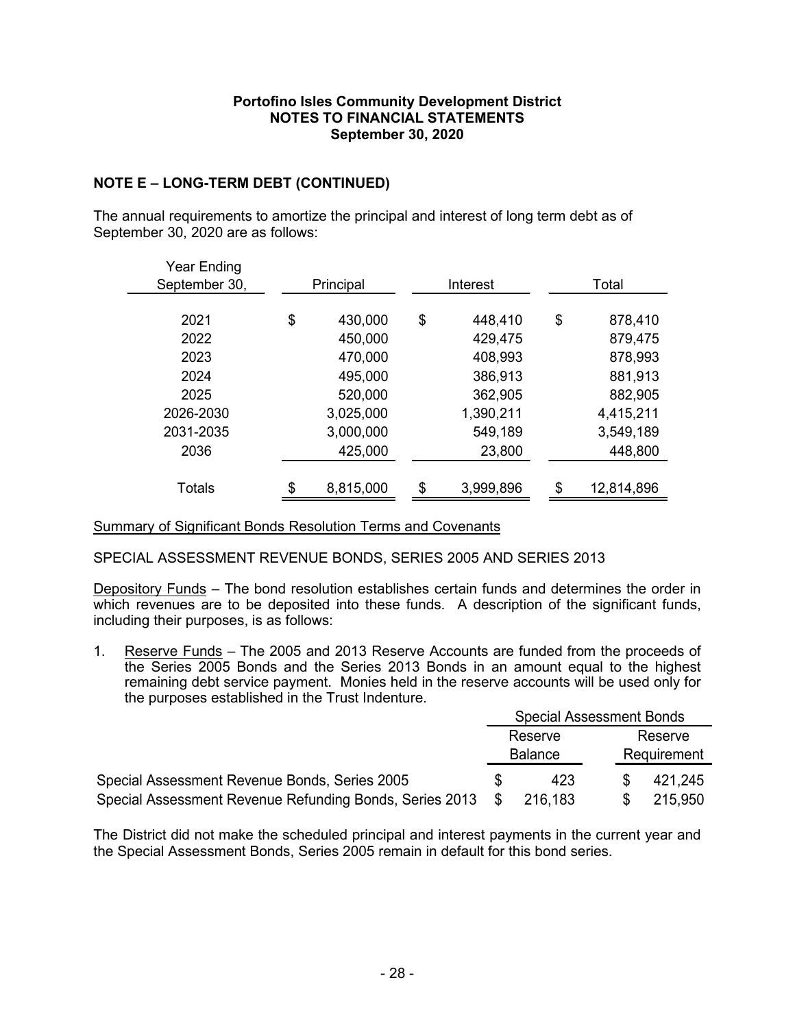**Portofino Isles Community Development District**
**NOTES TO FINANCIAL STATEMENTS**
**September 30, 2020**

## NOTE E – LONG-TERM DEBT (CONTINUED)

The annual requirements to amortize the principal and interest of long term debt as of September 30, 2020 are as follows:

| Year Ending September 30, | Principal | Interest | Total |
|---|---|---|---|
| 2021 | $ 430,000 | $ 448,410 | $ 878,410 |
| 2022 | 450,000 | 429,475 | 879,475 |
| 2023 | 470,000 | 408,993 | 878,993 |
| 2024 | 495,000 | 386,913 | 881,913 |
| 2025 | 520,000 | 362,905 | 882,905 |
| 2026-2030 | 3,025,000 | 1,390,211 | 4,415,211 |
| 2031-2035 | 3,000,000 | 549,189 | 3,549,189 |
| 2036 | 425,000 | 23,800 | 448,800 |
| Totals | $ 8,815,000 | $ 3,999,896 | $ 12,814,896 |

Summary of Significant Bonds Resolution Terms and Covenants

SPECIAL ASSESSMENT REVENUE BONDS, SERIES 2005 AND SERIES 2013

Depository Funds – The bond resolution establishes certain funds and determines the order in which revenues are to be deposited into these funds. A description of the significant funds, including their purposes, is as follows:

1. Reserve Funds – The 2005 and 2013 Reserve Accounts are funded from the proceeds of the Series 2005 Bonds and the Series 2013 Bonds in an amount equal to the highest remaining debt service payment. Monies held in the reserve accounts will be used only for the purposes established in the Trust Indenture.

| | Special Assessment Bonds | |
|---|---|---|
| | Reserve Balance | Reserve Requirement |
| Special Assessment Revenue Bonds, Series 2005 | $ 423 | $ 421,245 |
| Special Assessment Revenue Refunding Bonds, Series 2013 | $ 216,183 | $ 215,950 |

The District did not make the scheduled principal and interest payments in the current year and the Special Assessment Bonds, Series 2005 remain in default for this bond series.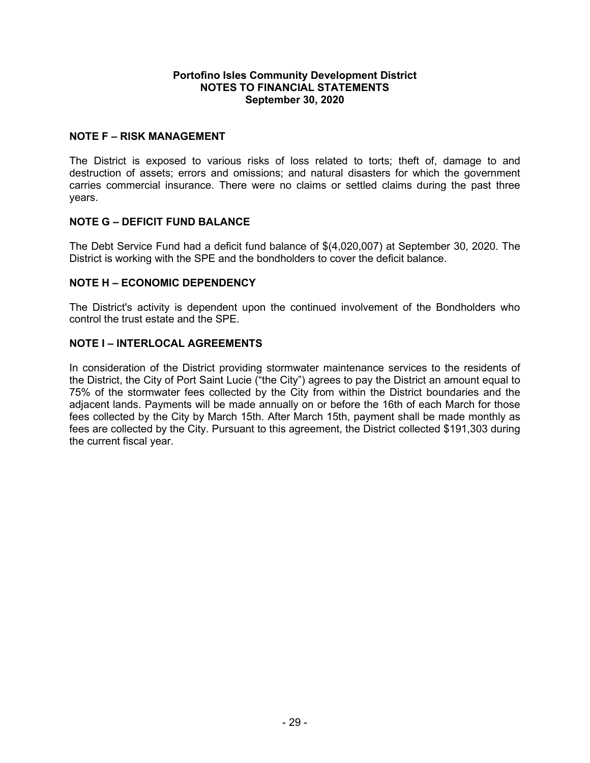**Portofino Isles Community Development District**
**NOTES TO FINANCIAL STATEMENTS**
**September 30, 2020**

## NOTE F – RISK MANAGEMENT

The District is exposed to various risks of loss related to torts; theft of, damage to and destruction of assets; errors and omissions; and natural disasters for which the government carries commercial insurance. There were no claims or settled claims during the past three years.

## NOTE G – DEFICIT FUND BALANCE

The Debt Service Fund had a deficit fund balance of $(4,020,007) at September 30, 2020. The District is working with the SPE and the bondholders to cover the deficit balance.

## NOTE H – ECONOMIC DEPENDENCY

The District's activity is dependent upon the continued involvement of the Bondholders who control the trust estate and the SPE.

## NOTE I – INTERLOCAL AGREEMENTS

In consideration of the District providing stormwater maintenance services to the residents of the District, the City of Port Saint Lucie ("the City") agrees to pay the District an amount equal to 75% of the stormwater fees collected by the City from within the District boundaries and the adjacent lands. Payments will be made annually on or before the 16th of each March for those fees collected by the City by March 15th. After March 15th, payment shall be made monthly as fees are collected by the City. Pursuant to this agreement, the District collected $191,303 during the current fiscal year.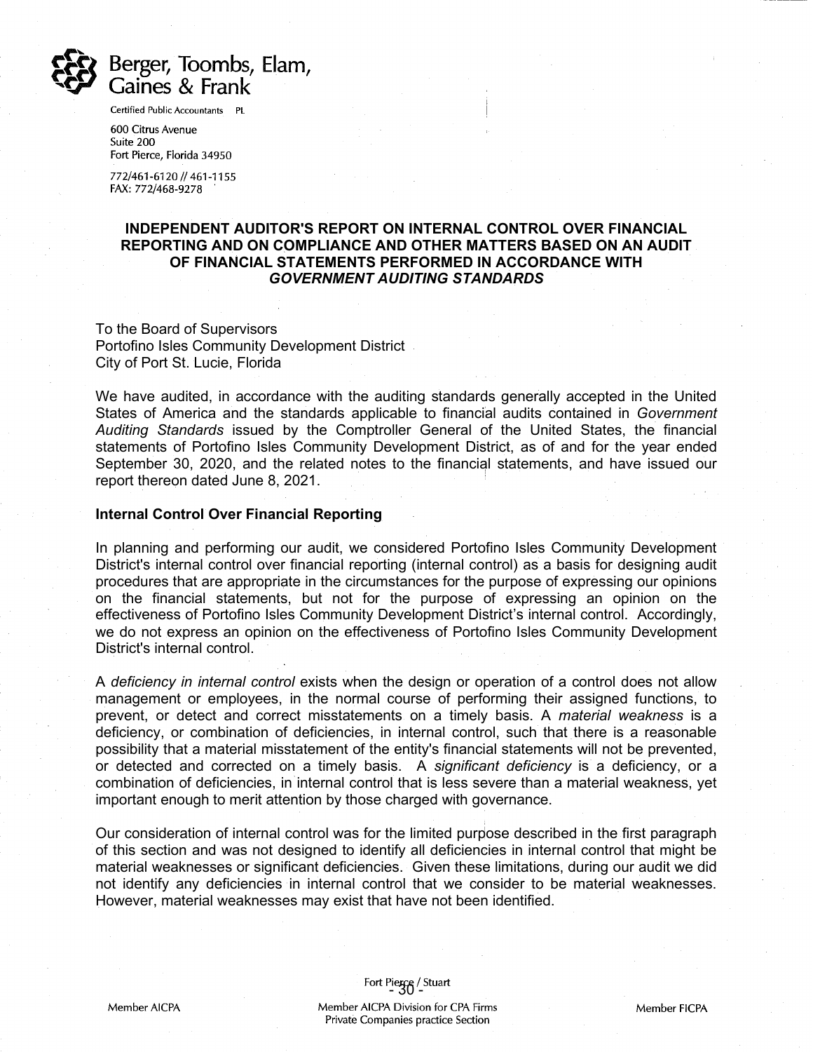Berger, Toombs, Elam, Gaines & Frank

Certified Public Accountants PL

600 Citrus Avenue
Suite 200
Fort Pierce, Florida 34950

772/461-6120 // 461-1155
FAX: 772/468-9278

## INDEPENDENT AUDITOR'S REPORT ON INTERNAL CONTROL OVER FINANCIAL REPORTING AND ON COMPLIANCE AND OTHER MATTERS BASED ON AN AUDIT OF FINANCIAL STATEMENTS PERFORMED IN ACCORDANCE WITH *GOVERNMENT AUDITING STANDARDS*

To the Board of Supervisors
Portofino Isles Community Development District
City of Port St. Lucie, Florida

We have audited, in accordance with the auditing standards generally accepted in the United States of America and the standards applicable to financial audits contained in *Government Auditing Standards* issued by the Comptroller General of the United States, the financial statements of Portofino Isles Community Development District, as of and for the year ended September 30, 2020, and the related notes to the financial statements, and have issued our report thereon dated June 8, 2021.

### Internal Control Over Financial Reporting

In planning and performing our audit, we considered Portofino Isles Community Development District's internal control over financial reporting (internal control) as a basis for designing audit procedures that are appropriate in the circumstances for the purpose of expressing our opinions on the financial statements, but not for the purpose of expressing an opinion on the effectiveness of Portofino Isles Community Development District's internal control. Accordingly, we do not express an opinion on the effectiveness of Portofino Isles Community Development District's internal control.

A *deficiency in internal control* exists when the design or operation of a control does not allow management or employees, in the normal course of performing their assigned functions, to prevent, or detect and correct misstatements on a timely basis. A *material weakness* is a deficiency, or combination of deficiencies, in internal control, such that there is a reasonable possibility that a material misstatement of the entity's financial statements will not be prevented, or detected and corrected on a timely basis. A *significant deficiency* is a deficiency, or a combination of deficiencies, in internal control that is less severe than a material weakness, yet important enough to merit attention by those charged with governance.

Our consideration of internal control was for the limited purpose described in the first paragraph of this section and was not designed to identify all deficiencies in internal control that might be material weaknesses or significant deficiencies. Given these limitations, during our audit we did not identify any deficiencies in internal control that we consider to be material weaknesses. However, material weaknesses may exist that have not been identified.

Fort Pierce / Stuart

Member AICPA | Member AICPA Division for CPA Firms Private Companies practice Section | Member FICPA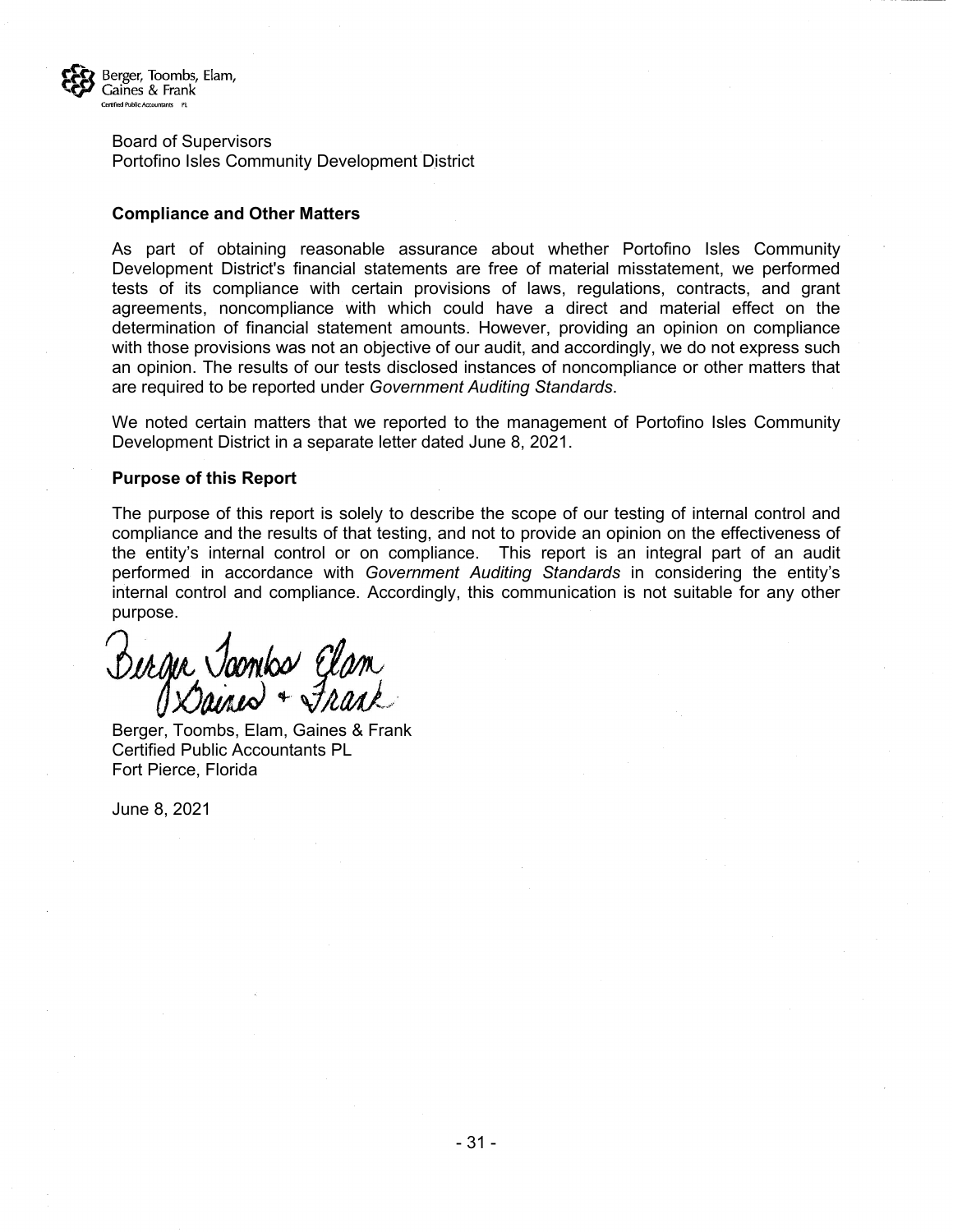Berger, Toombs, Elam, Gaines & Frank
Certified Public Accountants PL

Board of Supervisors
Portofino Isles Community Development District

**Compliance and Other Matters**

As part of obtaining reasonable assurance about whether Portofino Isles Community Development District's financial statements are free of material misstatement, we performed tests of its compliance with certain provisions of laws, regulations, contracts, and grant agreements, noncompliance with which could have a direct and material effect on the determination of financial statement amounts. However, providing an opinion on compliance with those provisions was not an objective of our audit, and accordingly, we do not express such an opinion. The results of our tests disclosed instances of noncompliance or other matters that are required to be reported under *Government Auditing Standards*.

We noted certain matters that we reported to the management of Portofino Isles Community Development District in a separate letter dated June 8, 2021.

**Purpose of this Report**

The purpose of this report is solely to describe the scope of our testing of internal control and compliance and the results of that testing, and not to provide an opinion on the effectiveness of the entity's internal control or on compliance. This report is an integral part of an audit performed in accordance with *Government Auditing Standards* in considering the entity's internal control and compliance. Accordingly, this communication is not suitable for any other purpose.

Berger Toombs Elam Gaines + Frank

Berger, Toombs, Elam, Gaines & Frank
Certified Public Accountants PL
Fort Pierce, Florida

June 8, 2021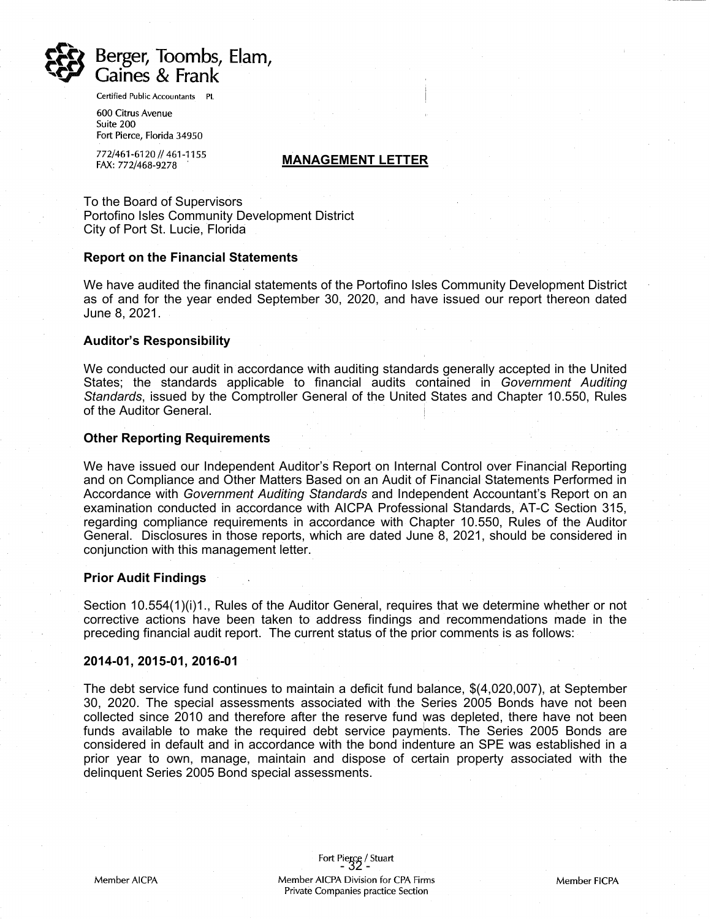Berger, Toombs, Elam, Gaines & Frank

Certified Public Accountants PL

600 Citrus Avenue
Suite 200
Fort Pierce, Florida 34950

772/461-6120 // 461-1155
FAX: 772/468-9278

## MANAGEMENT LETTER

To the Board of Supervisors
Portofino Isles Community Development District
City of Port St. Lucie, Florida

**Report on the Financial Statements**

We have audited the financial statements of the Portofino Isles Community Development District as of and for the year ended September 30, 2020, and have issued our report thereon dated June 8, 2021.

**Auditor's Responsibility**

We conducted our audit in accordance with auditing standards generally accepted in the United States; the standards applicable to financial audits contained in *Government Auditing Standards*, issued by the Comptroller General of the United States and Chapter 10.550, Rules of the Auditor General.

**Other Reporting Requirements**

We have issued our Independent Auditor's Report on Internal Control over Financial Reporting and on Compliance and Other Matters Based on an Audit of Financial Statements Performed in Accordance with *Government Auditing Standards* and Independent Accountant's Report on an examination conducted in accordance with AICPA Professional Standards, AT-C Section 315, regarding compliance requirements in accordance with Chapter 10.550, Rules of the Auditor General. Disclosures in those reports, which are dated June 8, 2021, should be considered in conjunction with this management letter.

**Prior Audit Findings**

Section 10.554(1)(i)1., Rules of the Auditor General, requires that we determine whether or not corrective actions have been taken to address findings and recommendations made in the preceding financial audit report. The current status of the prior comments is as follows:

**2014-01, 2015-01, 2016-01**

The debt service fund continues to maintain a deficit fund balance, $(4,020,007), at September 30, 2020. The special assessments associated with the Series 2005 Bonds have not been collected since 2010 and therefore after the reserve fund was depleted, there have not been funds available to make the required debt service payments. The Series 2005 Bonds are considered in default and in accordance with the bond indenture an SPE was established in a prior year to own, manage, maintain and dispose of certain property associated with the delinquent Series 2005 Bond special assessments.

Fort Pierce / Stuart

Member AICPA

Member AICPA Division for CPA Firms
Private Companies practice Section

Member FICPA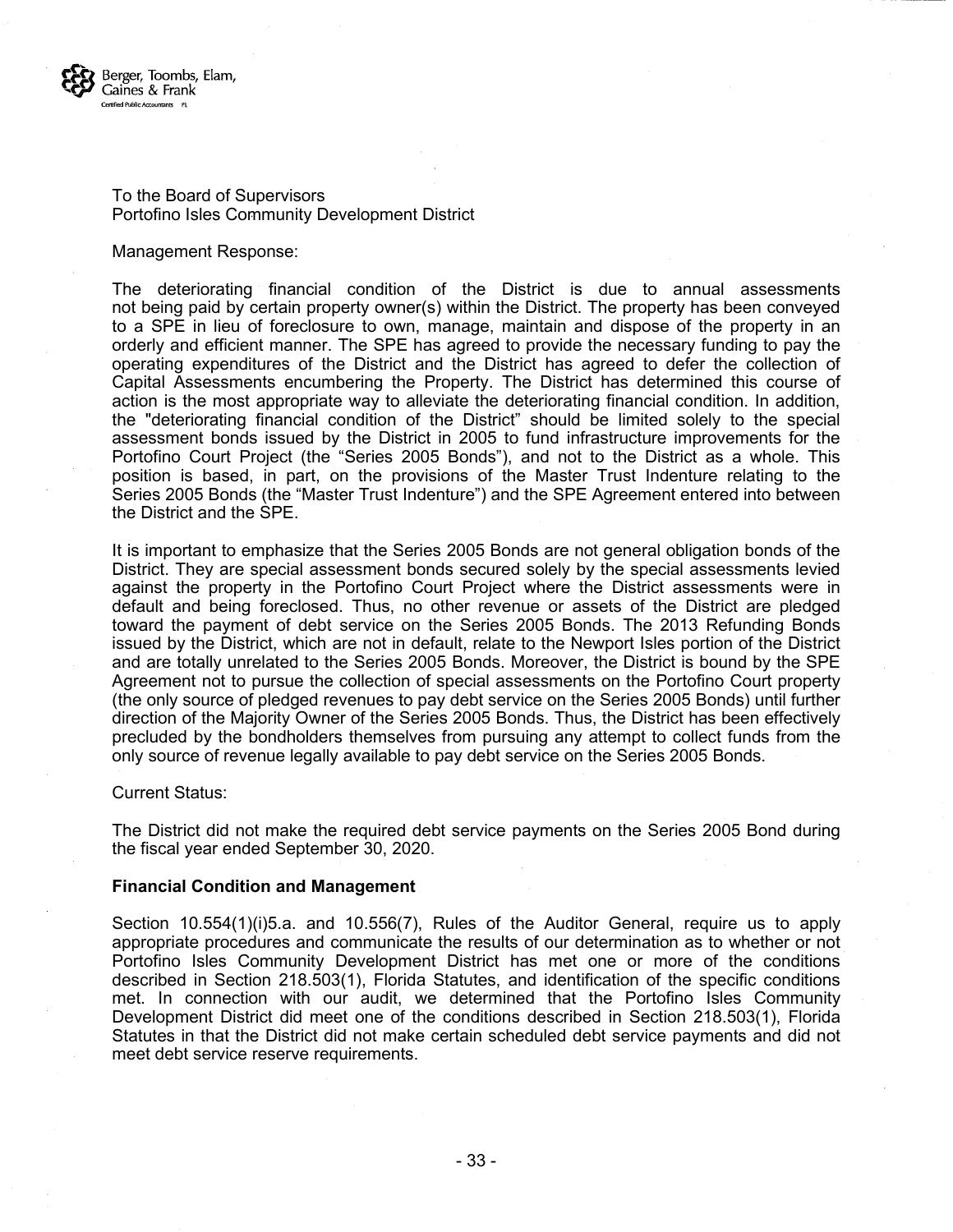Berger, Toombs, Elam, Gaines & Frank
Certified Public Accountants PL

To the Board of Supervisors
Portofino Isles Community Development District

Management Response:

The deteriorating financial condition of the District is due to annual assessments not being paid by certain property owner(s) within the District. The property has been conveyed to a SPE in lieu of foreclosure to own, manage, maintain and dispose of the property in an orderly and efficient manner. The SPE has agreed to provide the necessary funding to pay the operating expenditures of the District and the District has agreed to defer the collection of Capital Assessments encumbering the Property. The District has determined this course of action is the most appropriate way to alleviate the deteriorating financial condition. In addition, the "deteriorating financial condition of the District" should be limited solely to the special assessment bonds issued by the District in 2005 to fund infrastructure improvements for the Portofino Court Project (the "Series 2005 Bonds"), and not to the District as a whole. This position is based, in part, on the provisions of the Master Trust Indenture relating to the Series 2005 Bonds (the "Master Trust Indenture") and the SPE Agreement entered into between the District and the SPE.

It is important to emphasize that the Series 2005 Bonds are not general obligation bonds of the District. They are special assessment bonds secured solely by the special assessments levied against the property in the Portofino Court Project where the District assessments were in default and being foreclosed. Thus, no other revenue or assets of the District are pledged toward the payment of debt service on the Series 2005 Bonds. The 2013 Refunding Bonds issued by the District, which are not in default, relate to the Newport Isles portion of the District and are totally unrelated to the Series 2005 Bonds. Moreover, the District is bound by the SPE Agreement not to pursue the collection of special assessments on the Portofino Court property (the only source of pledged revenues to pay debt service on the Series 2005 Bonds) until further direction of the Majority Owner of the Series 2005 Bonds. Thus, the District has been effectively precluded by the bondholders themselves from pursuing any attempt to collect funds from the only source of revenue legally available to pay debt service on the Series 2005 Bonds.

Current Status:

The District did not make the required debt service payments on the Series 2005 Bond during the fiscal year ended September 30, 2020.

**Financial Condition and Management**

Section 10.554(1)(i)5.a. and 10.556(7), Rules of the Auditor General, require us to apply appropriate procedures and communicate the results of our determination as to whether or not Portofino Isles Community Development District has met one or more of the conditions described in Section 218.503(1), Florida Statutes, and identification of the specific conditions met. In connection with our audit, we determined that the Portofino Isles Community Development District did meet one of the conditions described in Section 218.503(1), Florida Statutes in that the District did not make certain scheduled debt service payments and did not meet debt service reserve requirements.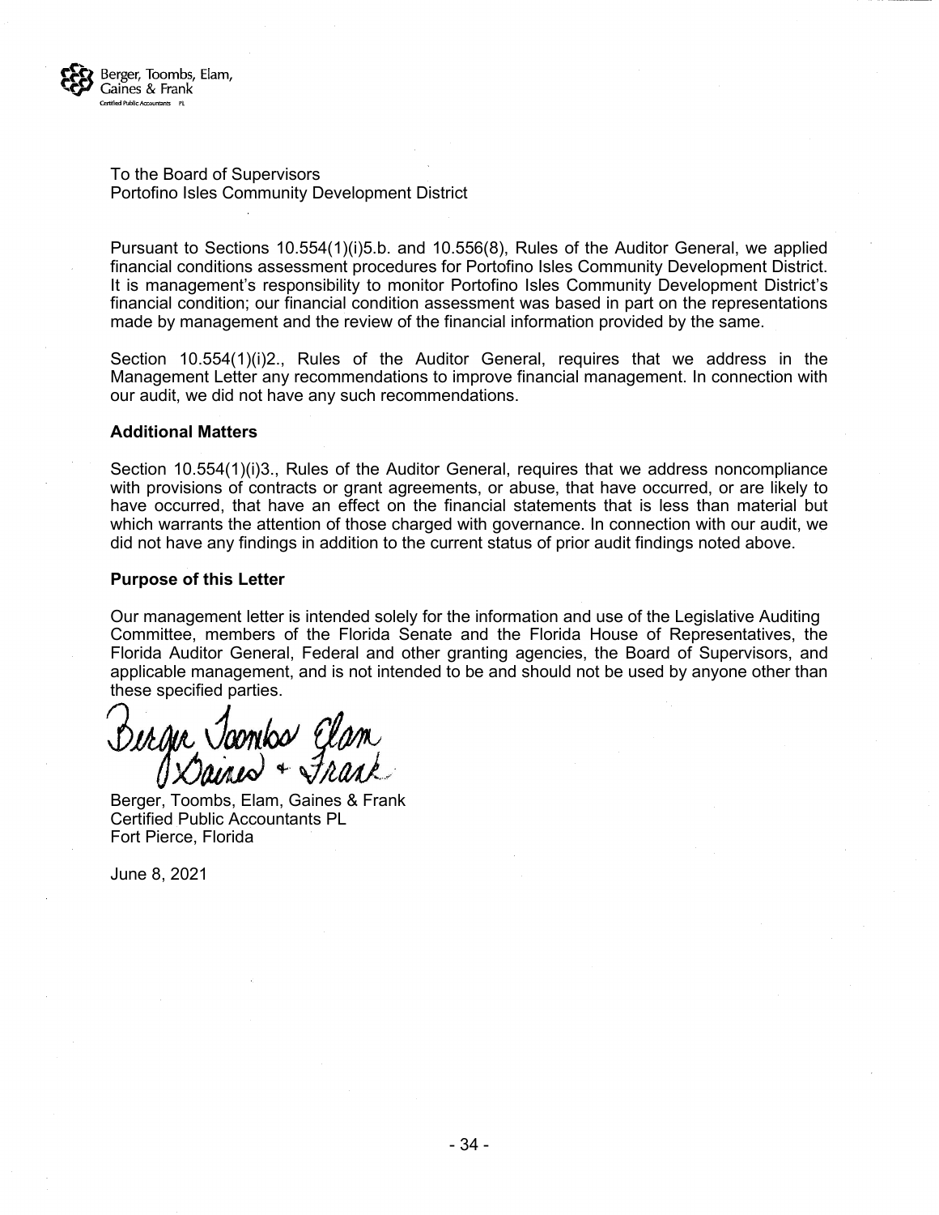Berger, Toombs, Elam, Gaines & Frank
Certified Public Accountants PL

To the Board of Supervisors
Portofino Isles Community Development District

Pursuant to Sections 10.554(1)(i)5.b. and 10.556(8), Rules of the Auditor General, we applied financial conditions assessment procedures for Portofino Isles Community Development District. It is management's responsibility to monitor Portofino Isles Community Development District's financial condition; our financial condition assessment was based in part on the representations made by management and the review of the financial information provided by the same.

Section 10.554(1)(i)2., Rules of the Auditor General, requires that we address in the Management Letter any recommendations to improve financial management. In connection with our audit, we did not have any such recommendations.

**Additional Matters**

Section 10.554(1)(i)3., Rules of the Auditor General, requires that we address noncompliance with provisions of contracts or grant agreements, or abuse, that have occurred, or are likely to have occurred, that have an effect on the financial statements that is less than material but which warrants the attention of those charged with governance. In connection with our audit, we did not have any findings in addition to the current status of prior audit findings noted above.

**Purpose of this Letter**

Our management letter is intended solely for the information and use of the Legislative Auditing Committee, members of the Florida Senate and the Florida House of Representatives, the Florida Auditor General, Federal and other granting agencies, the Board of Supervisors, and applicable management, and is not intended to be and should not be used by anyone other than these specified parties.

Berger Toombs Elam Gaines + Frank

Berger, Toombs, Elam, Gaines & Frank
Certified Public Accountants PL
Fort Pierce, Florida

June 8, 2021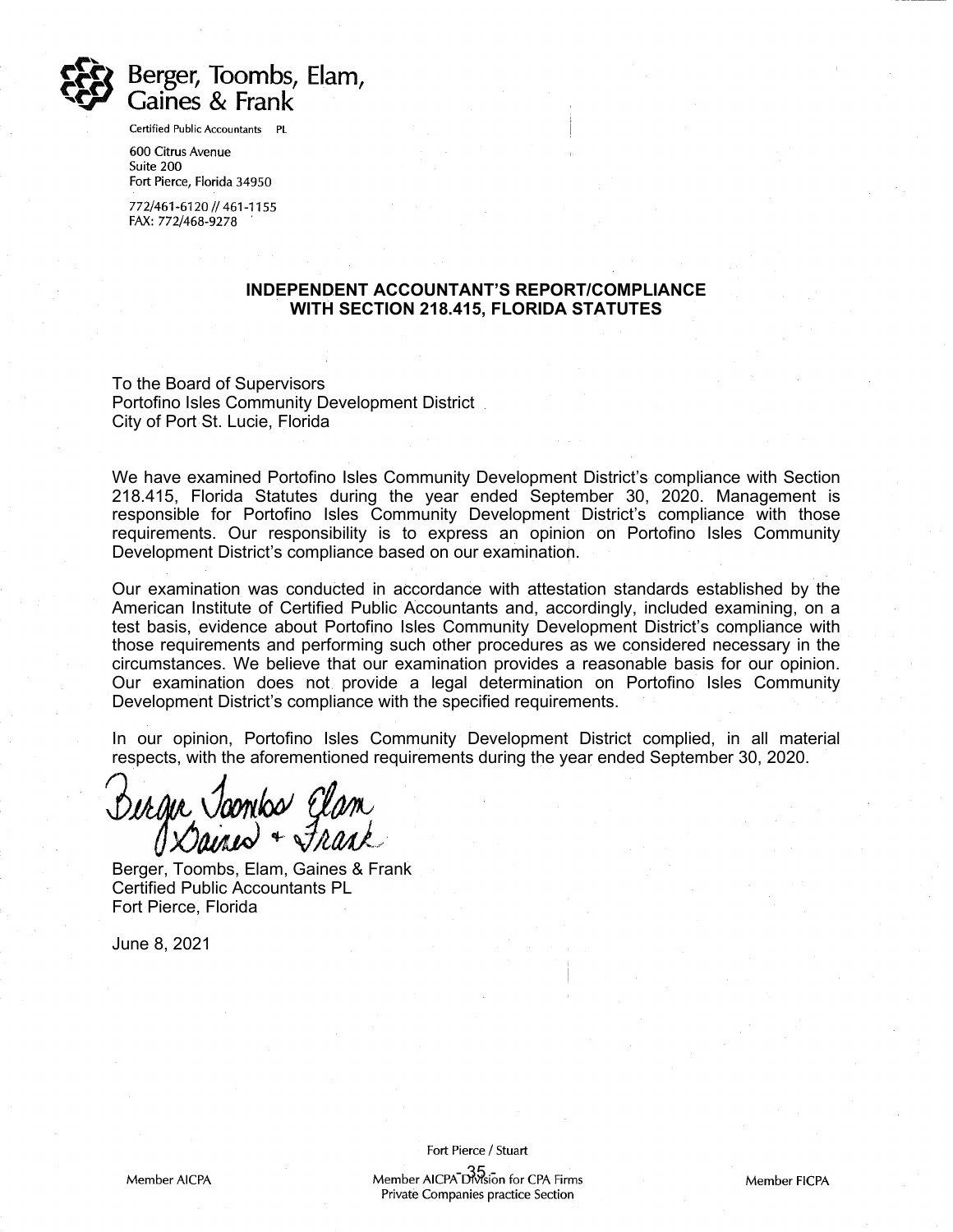Berger, Toombs, Elam, Gaines & Frank

Certified Public Accountants PL

600 Citrus Avenue
Suite 200
Fort Pierce, Florida 34950

772/461-6120 // 461-1155
FAX: 772/468-9278

**INDEPENDENT ACCOUNTANT'S REPORT/COMPLIANCE WITH SECTION 218.415, FLORIDA STATUTES**

To the Board of Supervisors
Portofino Isles Community Development District
City of Port St. Lucie, Florida

We have examined Portofino Isles Community Development District's compliance with Section 218.415, Florida Statutes during the year ended September 30, 2020. Management is responsible for Portofino Isles Community Development District's compliance with those requirements. Our responsibility is to express an opinion on Portofino Isles Community Development District's compliance based on our examination.

Our examination was conducted in accordance with attestation standards established by the American Institute of Certified Public Accountants and, accordingly, included examining, on a test basis, evidence about Portofino Isles Community Development District's compliance with those requirements and performing such other procedures as we considered necessary in the circumstances. We believe that our examination provides a reasonable basis for our opinion. Our examination does not provide a legal determination on Portofino Isles Community Development District's compliance with the specified requirements.

In our opinion, Portofino Isles Community Development District complied, in all material respects, with the aforementioned requirements during the year ended September 30, 2020.

Berger Toombs Elam Gaines + Frank

Berger, Toombs, Elam, Gaines & Frank
Certified Public Accountants PL
Fort Pierce, Florida

June 8, 2021

Fort Pierce / Stuart

Member AICPA | Member AICPA Division for CPA Firms Private Companies practice Section | Member FICPA